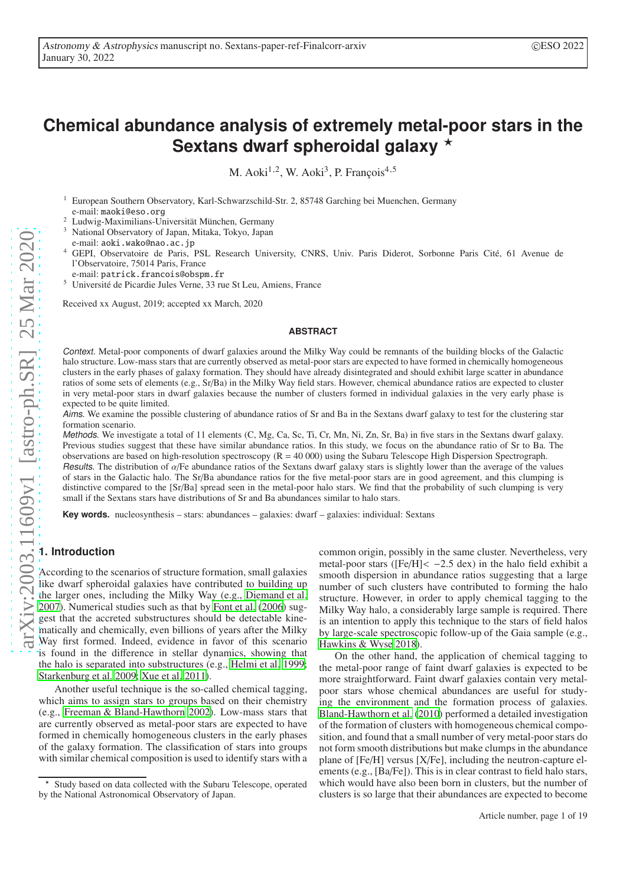# Chemical abundance analysis of extremely metal-poor stars in the Sextans dwarf spheroidal galaxy ⋆

M. Aoki[1,2], W. Aoki[3], P. François[4,5]

[1] European Southern Observatory, Karl-Schwarzschild-Str. 2, 85748 Garching bei Muenchen, Germany
e-mail: maoki@eso.org

[2] Ludwig-Maximilians-Universität München, Germany

[3] National Observatory of Japan, Mitaka, Tokyo, Japan
e-mail: aoki.wako@nao.ac.jp

[4] GEPI, Observatoire de Paris, PSL Research University, CNRS, Univ. Paris Diderot, Sorbonne Paris Cité, 61 Avenue de l'Observatoire, 75014 Paris, France
e-mail: patrick.francois@obspm.fr

[5] Université de Picardie Jules Verne, 33 rue St Leu, Amiens, France

Received xx August, 2019; accepted xx March, 2020

## ABSTRACT

*Context.* Metal-poor components of dwarf galaxies around the Milky Way could be remnants of the building blocks of the Galactic halo structure. Low-mass stars that are currently observed as metal-poor stars are expected to have formed in chemically homogeneous clusters in the early phases of galaxy formation. They should have already disintegrated and should exhibit large scatter in abundance ratios of some sets of elements (e.g., Sr/Ba) in the Milky Way field stars. However, chemical abundance ratios are expected to cluster in very metal-poor stars in dwarf galaxies because the number of clusters formed in individual galaxies in the very early phase is expected to be quite limited.

*Aims.* We examine the possible clustering of abundance ratios of Sr and Ba in the Sextans dwarf galaxy to test for the clustering star formation scenario.

*Methods.* We investigate a total of 11 elements (C, Mg, Ca, Sc, Ti, Cr, Mn, Ni, Zn, Sr, Ba) in five stars in the Sextans dwarf galaxy. Previous studies suggest that these have similar abundance ratios. In this study, we focus on the abundance ratio of Sr to Ba. The observations are based on high-resolution spectroscopy (R = 40 000) using the Subaru Telescope High Dispersion Spectrograph.

*Results.* The distribution of $\alpha$/Fe abundance ratios of the Sextans dwarf galaxy stars is slightly lower than the average of the values of stars in the Galactic halo. The Sr/Ba abundance ratios for the five metal-poor stars are in good agreement, and this clumping is distinctive compared to the [Sr/Ba] spread seen in the metal-poor halo stars. We find that the probability of such clumping is very small if the Sextans stars have distributions of Sr and Ba abundances similar to halo stars.

**Key words.** nucleosynthesis – stars: abundances – galaxies: dwarf – galaxies: individual: Sextans

## 1. Introduction

According to the scenarios of structure formation, small galaxies like dwarf spheroidal galaxies have contributed to building up the larger ones, including the Milky Way (e.g., Diemand et al. 2007). Numerical studies such as that by Font et al. (2006) suggest that the accreted substructures should be detectable kinematically and chemically, even billions of years after the Milky Way first formed. Indeed, evidence in favor of this scenario is found in the difference in stellar dynamics, showing that the halo is separated into substructures (e.g., Helmi et al. 1999; Starkenburg et al. 2009; Xue et al. 2011).

Another useful technique is the so-called chemical tagging, which aims to assign stars to groups based on their chemistry (e.g., Freeman & Bland-Hawthorn 2002). Low-mass stars that are currently observed as metal-poor stars are expected to have formed in chemically homogeneous clusters in the early phases of the galaxy formation. The classification of stars into groups with similar chemical composition is used to identify stars with a common origin, possibly in the same cluster. Nevertheless, very metal-poor stars ([Fe/H]$< -2.5$ dex) in the halo field exhibit a smooth dispersion in abundance ratios suggesting that a large number of such clusters have contributed to forming the halo structure. However, in order to apply chemical tagging to the Milky Way halo, a considerably large sample is required. There is an intention to apply this technique to the stars of field halos by large-scale spectroscopic follow-up of the Gaia sample (e.g., Hawkins & Wyse 2018).

On the other hand, the application of chemical tagging to the metal-poor range of faint dwarf galaxies is expected to be more straightforward. Faint dwarf galaxies contain very metal-poor stars whose chemical abundances are useful for studying the environment and the formation process of galaxies. Bland-Hawthorn et al. (2010) performed a detailed investigation of the formation of clusters with homogeneous chemical composition, and found that a small number of very metal-poor stars do not form smooth distributions but make clumps in the abundance plane of [Fe/H] versus [X/Fe], including the neutron-capture elements (e.g., [Ba/Fe]). This is in clear contrast to field halo stars, which would have also been born in clusters, but the number of clusters is so large that their abundances are expected to become

⋆ Study based on data collected with the Subaru Telescope, operated by the National Astronomical Observatory of Japan.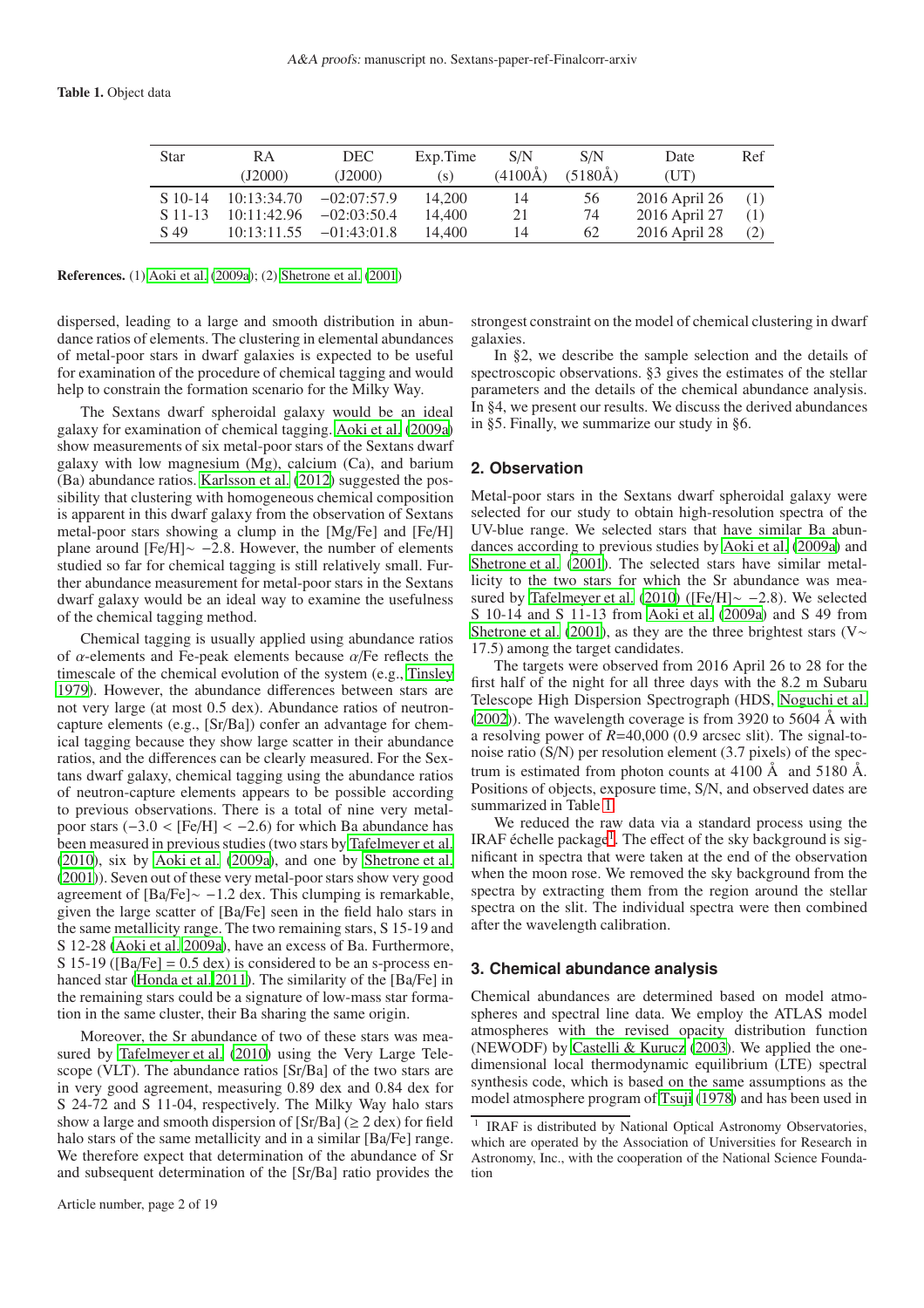**Table 1.** Object data

| Star | RA (J2000) | DEC (J2000) | Exp.Time (s) | S/N (4100Å) | S/N (5180Å) | Date (UT) | Ref |
|---|---|---|---|---|---|---|---|
| S 10-14 | 10:13:34.70 | −02:07:57.9 | 14,200 | 14 | 56 | 2016 April 26 | (1) |
| S 11-13 | 10:11:42.96 | −02:03:50.4 | 14,400 | 21 | 74 | 2016 April 27 | (1) |
| S 49 | 10:13:11.55 | −01:43:01.8 | 14,400 | 14 | 62 | 2016 April 28 | (2) |

**References.** (1) Aoki et al. (2009a); (2) Shetrone et al. (2001)

dispersed, leading to a large and smooth distribution in abundance ratios of elements. The clustering in elemental abundances of metal-poor stars in dwarf galaxies is expected to be useful for examination of the procedure of chemical tagging and would help to constrain the formation scenario for the Milky Way.

The Sextans dwarf spheroidal galaxy would be an ideal galaxy for examination of chemical tagging. Aoki et al. (2009a) show measurements of six metal-poor stars of the Sextans dwarf galaxy with low magnesium (Mg), calcium (Ca), and barium (Ba) abundance ratios. Karlsson et al. (2012) suggested the possibility that clustering with homogeneous chemical composition is apparent in this dwarf galaxy from the observation of Sextans metal-poor stars showing a clump in the [Mg/Fe] and [Fe/H] plane around [Fe/H]$\sim -2.8$. However, the number of elements studied so far for chemical tagging is still relatively small. Further abundance measurement for metal-poor stars in the Sextans dwarf galaxy would be an ideal way to examine the usefulness of the chemical tagging method.

Chemical tagging is usually applied using abundance ratios of $\alpha$-elements and Fe-peak elements because $\alpha$/Fe reflects the timescale of the chemical evolution of the system (e.g., Tinsley 1979). However, the abundance differences between stars are not very large (at most 0.5 dex). Abundance ratios of neutron-capture elements (e.g., [Sr/Ba]) confer an advantage for chemical tagging because they show large scatter in their abundance ratios, and the differences can be clearly measured. For the Sextans dwarf galaxy, chemical tagging using the abundance ratios of neutron-capture elements appears to be possible according to previous observations. There is a total of nine very metal-poor stars ($-3.0 <$ [Fe/H] $< -2.6$) for which Ba abundance has been measured in previous studies (two stars by Tafelmeyer et al. (2010), six by Aoki et al. (2009a), and one by Shetrone et al. (2001)). Seven out of these very metal-poor stars show very good agreement of [Ba/Fe]$\sim -1.2$ dex. This clumping is remarkable, given the large scatter of [Ba/Fe] seen in the field halo stars in the same metallicity range. The two remaining stars, S 15-19 and S 12-28 (Aoki et al. 2009a), have an excess of Ba. Furthermore, S 15-19 ([Ba/Fe] = 0.5 dex) is considered to be an s-process enhanced star (Honda et al. 2011). The similarity of the [Ba/Fe] in the remaining stars could be a signature of low-mass star formation in the same cluster, their Ba sharing the same origin.

Moreover, the Sr abundance of two of these stars was measured by Tafelmeyer et al. (2010) using the Very Large Telescope (VLT). The abundance ratios [Sr/Ba] of the two stars are in very good agreement, measuring 0.89 dex and 0.84 dex for S 24-72 and S 11-04, respectively. The Milky Way halo stars show a large and smooth dispersion of [Sr/Ba] ($\geq 2$ dex) for field halo stars of the same metallicity and in a similar [Ba/Fe] range. We therefore expect that determination of the abundance of Sr and subsequent determination of the [Sr/Ba] ratio provides the strongest constraint on the model of chemical clustering in dwarf galaxies.

In §2, we describe the sample selection and the details of spectroscopic observations. §3 gives the estimates of the stellar parameters and the details of the chemical abundance analysis. In §4, we present our results. We discuss the derived abundances in §5. Finally, we summarize our study in §6.

## 2. Observation

Metal-poor stars in the Sextans dwarf spheroidal galaxy were selected for our study to obtain high-resolution spectra of the UV-blue range. We selected stars that have similar Ba abundances according to previous studies by Aoki et al. (2009a) and Shetrone et al. (2001). The selected stars have similar metallicity to the two stars for which the Sr abundance was measured by Tafelmeyer et al. (2010) ([Fe/H]$\sim -2.8$). We selected S 10-14 and S 11-13 from Aoki et al. (2009a) and S 49 from Shetrone et al. (2001), as they are the three brightest stars (V$\sim$ 17.5) among the target candidates.

The targets were observed from 2016 April 26 to 28 for the first half of the night for all three days with the 8.2 m Subaru Telescope High Dispersion Spectrograph (HDS, Noguchi et al. (2002)). The wavelength coverage is from 3920 to 5604 Å with a resolving power of $R$=40,000 (0.9 arcsec slit). The signal-to-noise ratio (S/N) per resolution element (3.7 pixels) of the spectrum is estimated from photon counts at 4100 Å and 5180 Å. Positions of objects, exposure time, S/N, and observed dates are summarized in Table 1.

We reduced the raw data via a standard process using the IRAF échelle package[1]. The effect of the sky background is significant in spectra that were taken at the end of the observation when the moon rose. We removed the sky background from the spectra by extracting them from the region around the stellar spectra on the slit. The individual spectra were then combined after the wavelength calibration.

## 3. Chemical abundance analysis

Chemical abundances are determined based on model atmospheres and spectral line data. We employ the ATLAS model atmospheres with the revised opacity distribution function (NEWODF) by Castelli & Kurucz (2003). We applied the one-dimensional local thermodynamic equilibrium (LTE) spectral synthesis code, which is based on the same assumptions as the model atmosphere program of Tsuji (1978) and has been used in

[1] IRAF is distributed by National Optical Astronomy Observatories, which are operated by the Association of Universities for Research in Astronomy, Inc., with the cooperation of the National Science Foundation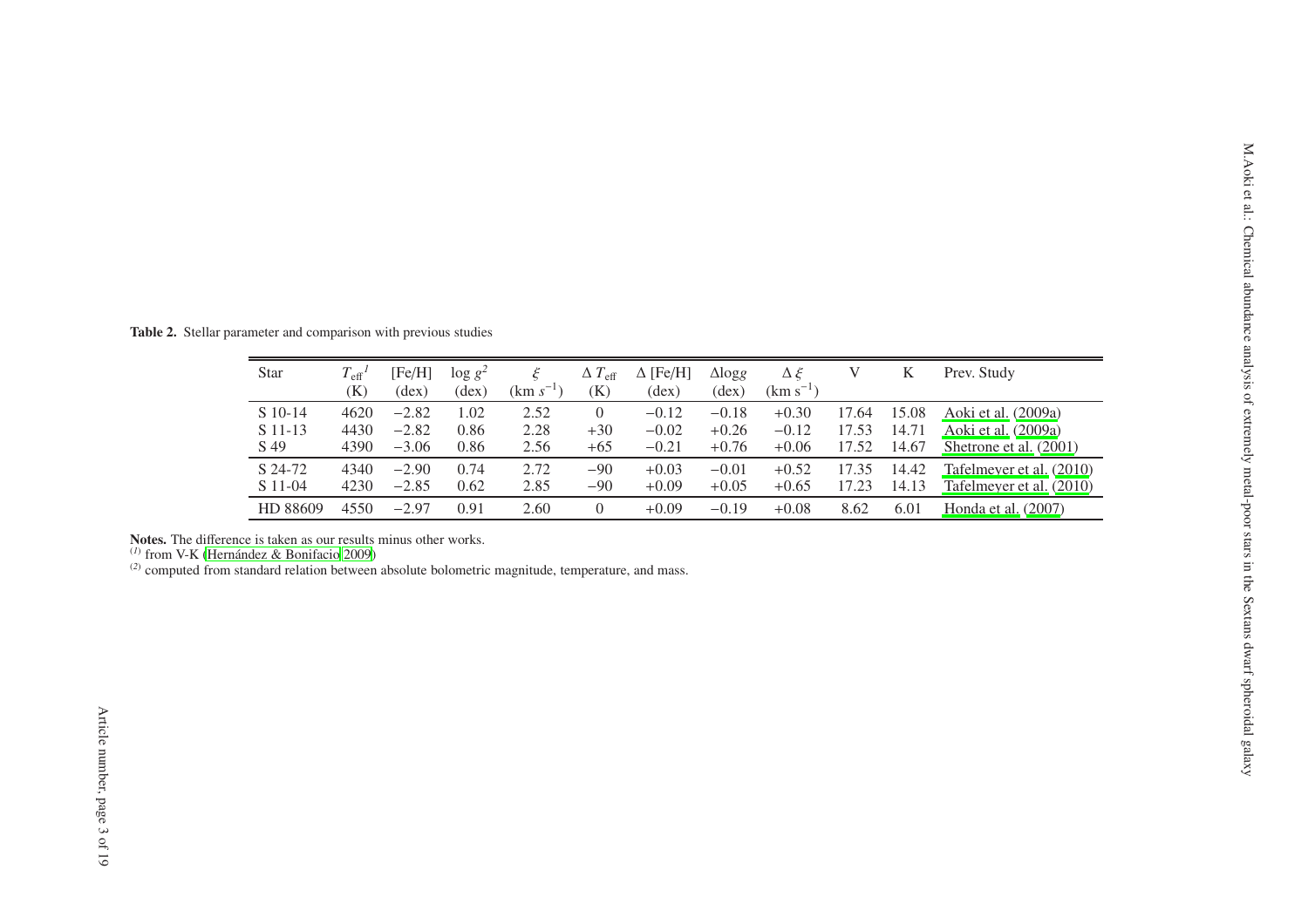**Table 2.** Stellar parameter and comparison with previous studies

| Star | $T_{\rm eff}$[1] (K) | [Fe/H] (dex) | $\log g$[2] (dex) | $\xi$ (km $s^{-1}$) | $\Delta\,T_{\rm eff}$ (K) | $\Delta$ [Fe/H] (dex) | $\Delta\log g$ (dex) | $\Delta\,\xi$ (km $s^{-1}$) | V | K | Prev. Study |
|---|---|---|---|---|---|---|---|---|---|---|---|
| S 10-14 | 4620 | −2.82 | 1.02 | 2.52 | 0 | −0.12 | −0.18 | +0.30 | 17.64 | 15.08 | Aoki et al. (2009a) |
| S 11-13 | 4430 | −2.82 | 0.86 | 2.28 | +30 | −0.02 | +0.26 | −0.12 | 17.53 | 14.71 | Aoki et al. (2009a) |
| S 49 | 4390 | −3.06 | 0.86 | 2.56 | +65 | −0.21 | +0.76 | +0.06 | 17.52 | 14.67 | Shetrone et al. (2001) |
| S 24-72 | 4340 | −2.90 | 0.74 | 2.72 | −90 | +0.03 | −0.01 | +0.52 | 17.35 | 14.42 | Tafelmeyer et al. (2010) |
| S 11-04 | 4230 | −2.85 | 0.62 | 2.85 | −90 | +0.09 | +0.05 | +0.65 | 17.23 | 14.13 | Tafelmeyer et al. (2010) |
| HD 88609 | 4550 | −2.97 | 0.91 | 2.60 | 0 | +0.09 | −0.19 | +0.08 | 8.62 | 6.01 | Honda et al. (2007) |

**Notes.** The difference is taken as our results minus other works.
[1] from V-K (Hernández & Bonifacio 2009)
[2] computed from standard relation between absolute bolometric magnitude, temperature, and mass.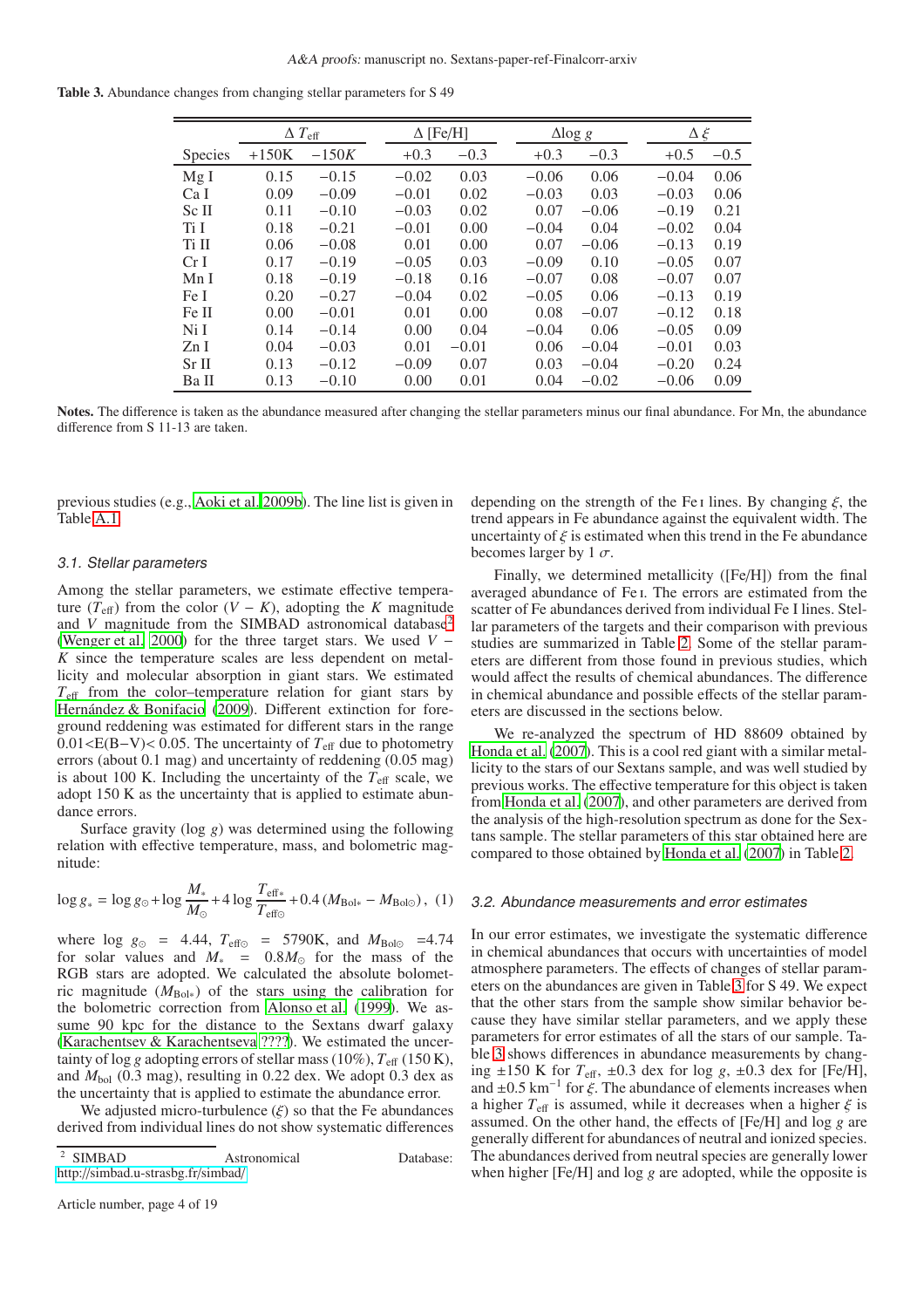**Table 3.** Abundance changes from changing stellar parameters for S 49

| Species | $\Delta T_{\rm eff}$ | | $\Delta$ [Fe/H] | | $\Delta \log g$ | | $\Delta \xi$ | |
|---|---|---|---|---|---|---|---|---|
| | +150K | $-150K$ | +0.3 | −0.3 | +0.3 | −0.3 | +0.5 | −0.5 |
| Mg I | 0.15 | −0.15 | −0.02 | 0.03 | −0.06 | 0.06 | −0.04 | 0.06 |
| Ca I | 0.09 | −0.09 | −0.01 | 0.02 | −0.03 | 0.03 | −0.03 | 0.06 |
| Sc II | 0.11 | −0.10 | −0.03 | 0.02 | 0.07 | −0.06 | −0.19 | 0.21 |
| Ti I | 0.18 | −0.21 | −0.01 | 0.00 | −0.04 | 0.04 | −0.02 | 0.04 |
| Ti II | 0.06 | −0.08 | 0.01 | 0.00 | 0.07 | −0.06 | −0.13 | 0.19 |
| Cr I | 0.17 | −0.19 | −0.05 | 0.03 | −0.09 | 0.10 | −0.05 | 0.07 |
| Mn I | 0.18 | −0.19 | −0.18 | 0.16 | −0.07 | 0.08 | −0.07 | 0.07 |
| Fe I | 0.20 | −0.27 | −0.04 | 0.02 | −0.05 | 0.06 | −0.13 | 0.19 |
| Fe II | 0.00 | −0.01 | 0.01 | 0.00 | 0.08 | −0.07 | −0.12 | 0.18 |
| Ni I | 0.14 | −0.14 | 0.00 | 0.04 | −0.04 | 0.06 | −0.05 | 0.09 |
| Zn I | 0.04 | −0.03 | 0.01 | −0.01 | 0.06 | −0.04 | −0.01 | 0.03 |
| Sr II | 0.13 | −0.12 | −0.09 | 0.07 | 0.03 | −0.04 | −0.20 | 0.24 |
| Ba II | 0.13 | −0.10 | 0.00 | 0.01 | 0.04 | −0.02 | −0.06 | 0.09 |

**Notes.** The difference is taken as the abundance measured after changing the stellar parameters minus our final abundance. For Mn, the abundance difference from S 11-13 are taken.

previous studies (e.g., Aoki et al. 2009b). The line list is given in Table A.1.

### 3.1. Stellar parameters

Among the stellar parameters, we estimate effective temperature ($T_{\rm eff}$) from the color ($V-K$), adopting the $K$ magnitude and $V$ magnitude from the SIMBAD astronomical database[2] (Wenger et al. 2000) for the three target stars. We used $V-K$ since the temperature scales are less dependent on metallicity and molecular absorption in giant stars. We estimated $T_{\rm eff}$ from the color–temperature relation for giant stars by Hernández & Bonifacio (2009). Different extinction for foreground reddening was estimated for different stars in the range $0.01 < E(B-V) < 0.05$. The uncertainty of $T_{\rm eff}$ due to photometry errors (about 0.1 mag) and uncertainty of reddening (0.05 mag) is about 100 K. Including the uncertainty of the $T_{\rm eff}$ scale, we adopt 150 K as the uncertainty that is applied to estimate abundance errors.

Surface gravity (log $g$) was determined using the following relation with effective temperature, mass, and bolometric magnitude:

$$\log g_{*} = \log g_{\odot} + \log \frac{M_{*}}{M_{\odot}} + 4 \log \frac{T_{\rm eff*}}{T_{\rm eff\odot}} + 0.4\,(M_{\rm Bol*} - M_{\rm Bol\odot}), \quad (1)$$

where $\log g_{\odot} = 4.44$, $T_{\rm eff\odot} = 5790$K, and $M_{\rm Bol\odot} = 4.74$ for solar values and $M_{*} = 0.8 M_{\odot}$ for the mass of the RGB stars are adopted. We calculated the absolute bolometric magnitude ($M_{\rm Bol*}$) of the stars using the calibration for the bolometric correction from Alonso et al. (1999). We assume 90 kpc for the distance to the Sextans dwarf galaxy (Karachentsev & Karachentseva ????). We estimated the uncertainty of log $g$ adopting errors of stellar mass (10%), $T_{\rm eff}$ (150 K), and $M_{\rm bol}$ (0.3 mag), resulting in 0.22 dex. We adopt 0.3 dex as the uncertainty that is applied to estimate the abundance error.

We adjusted micro-turbulence ($\xi$) so that the Fe abundances derived from individual lines do not show systematic differences depending on the strength of the Fe I lines. By changing $\xi$, the trend appears in Fe abundance against the equivalent width. The uncertainty of $\xi$ is estimated when this trend in the Fe abundance becomes larger by 1 $\sigma$.

Finally, we determined metallicity ([Fe/H]) from the final averaged abundance of Fe I. The errors are estimated from the scatter of Fe abundances derived from individual Fe I lines. Stellar parameters of the targets and their comparison with previous studies are summarized in Table 2. Some of the stellar parameters are different from those found in previous studies, which would affect the results of chemical abundances. The difference in chemical abundance and possible effects of the stellar parameters are discussed in the sections below.

We re-analyzed the spectrum of HD 88609 obtained by Honda et al. (2007). This is a cool red giant with a similar metallicity to the stars of our Sextans sample, and was well studied by previous works. The effective temperature for this object is taken from Honda et al. (2007), and other parameters are derived from the analysis of the high-resolution spectrum as done for the Sextans sample. The stellar parameters of this star obtained here are compared to those obtained by Honda et al. (2007) in Table 2.

### 3.2. Abundance measurements and error estimates

In our error estimates, we investigate the systematic difference in chemical abundances that occurs with uncertainties of model atmosphere parameters. The effects of changes of stellar parameters on the abundances are given in Table 3 for S 49. We expect that the other stars from the sample show similar behavior because they have similar stellar parameters, and we apply these parameters for error estimates of all the stars of our sample. Table 3 shows differences in abundance measurements by changing ±150 K for $T_{\rm eff}$, ±0.3 dex for log $g$, ±0.3 dex for [Fe/H], and ±0.5 km$^{-1}$ for $\xi$. The abundance of elements increases when a higher $T_{\rm eff}$ is assumed, while it decreases when a higher $\xi$ is assumed. On the other hand, the effects of [Fe/H] and log $g$ are generally different for abundances of neutral and ionized species. The abundances derived from neutral species are generally lower when higher [Fe/H] and log $g$ are adopted, while the opposite is

[2] SIMBAD Astronomical Database: http://simbad.u-strasbg.fr/simbad/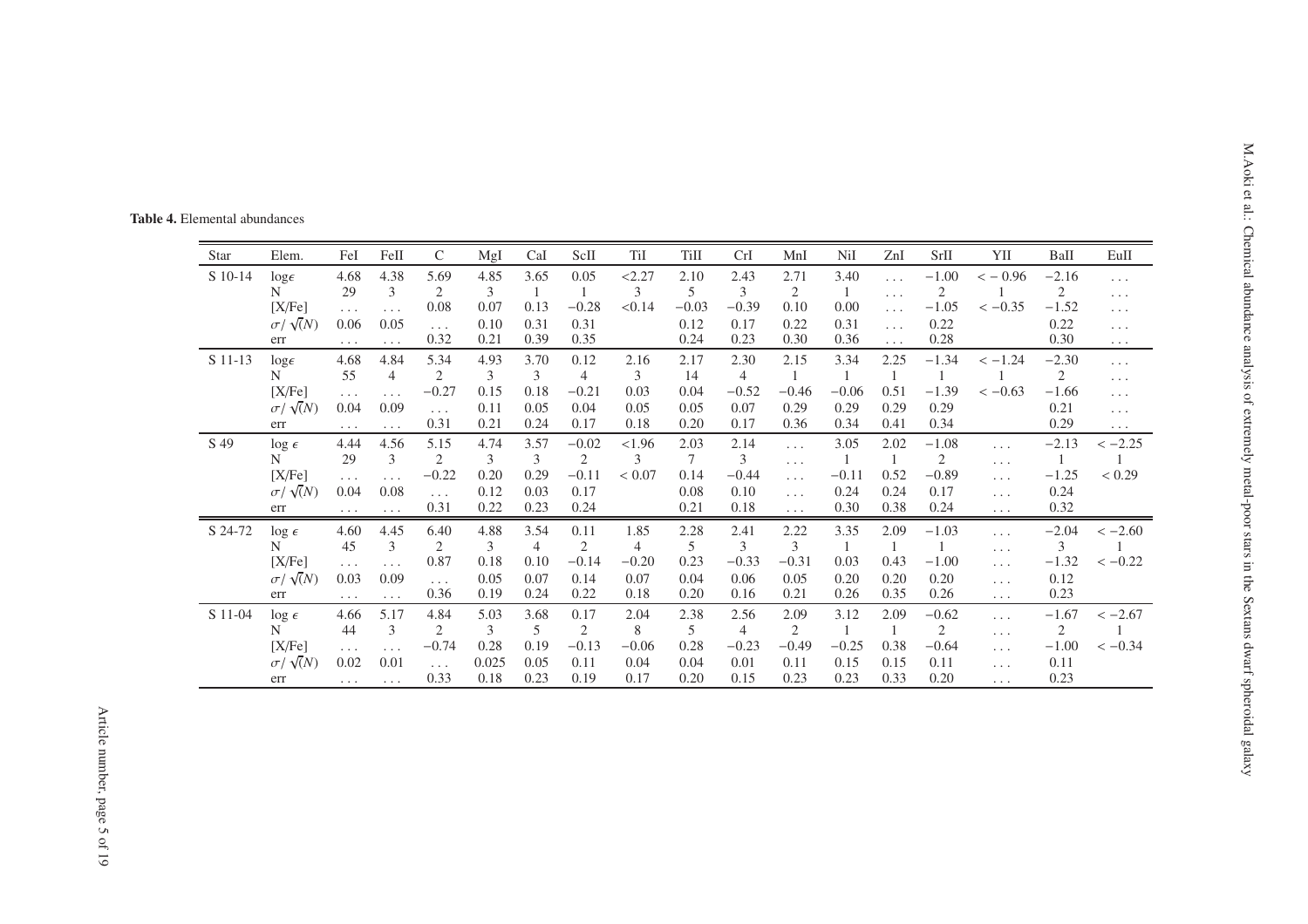**Table 4.** Elemental abundances

| Star | Elem. | FeI | FeII | C | MgI | CaI | ScII | TiI | TiII | CrI | MnI | NiI | ZnI | SrII | YII | BaII | EuII |
|---|---|---|---|---|---|---|---|---|---|---|---|---|---|---|---|---|---|
| S 10-14 | $\log\epsilon$ | 4.68 | 4.38 | 5.69 | 4.85 | 3.65 | 0.05 | <2.27 | 2.10 | 2.43 | 2.71 | 3.40 | ... | −1.00 | < −0.96 | −2.16 | ... |
| | N | 29 | 3 | 2 | 3 | 1 | 1 | 3 | 5 | 3 | 2 | 1 | ... | 2 | 1 | 2 | ... |
| | [X/Fe] | ... | ... | 0.08 | 0.07 | 0.13 | −0.28 | <0.14 | −0.03 | −0.39 | 0.10 | 0.00 | ... | −1.05 | < −0.35 | −1.52 | ... |
| | $\sigma/\sqrt(N)$ | 0.06 | 0.05 | ... | 0.10 | 0.31 | 0.31 | | 0.12 | 0.17 | 0.22 | 0.31 | ... | 0.22 | | 0.22 | ... |
| | err | ... | ... | 0.32 | 0.21 | 0.39 | 0.35 | | 0.24 | 0.23 | 0.30 | 0.36 | ... | 0.28 | | 0.30 | ... |
| S 11-13 | $\log\epsilon$ | 4.68 | 4.84 | 5.34 | 4.93 | 3.70 | 0.12 | 2.16 | 2.17 | 2.30 | 2.15 | 3.34 | 2.25 | −1.34 | < −1.24 | −2.30 | ... |
| | N | 55 | 4 | 2 | 3 | 3 | 4 | 3 | 14 | 4 | 1 | 1 | 1 | 1 | 1 | 2 | ... |
| | [X/Fe] | ... | ... | −0.27 | 0.15 | 0.18 | −0.21 | 0.03 | 0.04 | −0.52 | −0.46 | −0.06 | 0.51 | −1.39 | < −0.63 | −1.66 | ... |
| | $\sigma/\sqrt(N)$ | 0.04 | 0.09 | ... | 0.11 | 0.05 | 0.04 | 0.05 | 0.05 | 0.07 | 0.29 | 0.29 | 0.29 | 0.29 | | 0.21 | ... |
| | err | ... | ... | 0.31 | 0.21 | 0.24 | 0.17 | 0.18 | 0.20 | 0.17 | 0.36 | 0.34 | 0.41 | 0.34 | | 0.29 | ... |
| S 49 | $\log\epsilon$ | 4.44 | 4.56 | 5.15 | 4.74 | 3.57 | −0.02 | <1.96 | 2.03 | 2.14 | ... | 3.05 | 2.02 | −1.08 | ... | −2.13 | < −2.25 |
| | N | 29 | 3 | 2 | 3 | 3 | 2 | 3 | 7 | 3 | ... | 1 | 1 | 2 | ... | 1 | 1 |
| | [X/Fe] | ... | ... | −0.22 | 0.20 | 0.29 | −0.11 | < 0.07 | 0.14 | −0.44 | ... | −0.11 | 0.52 | −0.89 | ... | −1.25 | < 0.29 |
| | $\sigma/\sqrt(N)$ | 0.04 | 0.08 | ... | 0.12 | 0.03 | 0.17 | | 0.08 | 0.10 | ... | 0.24 | 0.24 | 0.17 | ... | 0.24 | |
| | err | ... | ... | 0.31 | 0.22 | 0.23 | 0.24 | | 0.21 | 0.18 | ... | 0.30 | 0.38 | 0.24 | ... | 0.32 | |
| S 24-72 | $\log\epsilon$ | 4.60 | 4.45 | 6.40 | 4.88 | 3.54 | 0.11 | 1.85 | 2.28 | 2.41 | 2.22 | 3.35 | 2.09 | −1.03 | ... | −2.04 | < −2.60 |
| | N | 45 | 3 | 2 | 3 | 4 | 2 | 4 | 5 | 3 | 3 | 1 | 1 | 1 | ... | 3 | 1 |
| | [X/Fe] | ... | ... | 0.87 | 0.18 | 0.10 | −0.14 | −0.20 | 0.23 | −0.33 | −0.31 | 0.03 | 0.43 | −1.00 | ... | −1.32 | < −0.22 |
| | $\sigma/\sqrt(N)$ | 0.03 | 0.09 | ... | 0.05 | 0.07 | 0.14 | 0.07 | 0.04 | 0.06 | 0.05 | 0.20 | 0.20 | 0.20 | ... | 0.12 | |
| | err | ... | ... | 0.36 | 0.19 | 0.24 | 0.22 | 0.18 | 0.20 | 0.16 | 0.21 | 0.26 | 0.35 | 0.26 | ... | 0.23 | |
| S 11-04 | $\log\epsilon$ | 4.66 | 5.17 | 4.84 | 5.03 | 3.68 | 0.17 | 2.04 | 2.38 | 2.56 | 2.09 | 3.12 | 2.09 | −0.62 | ... | −1.67 | < −2.67 |
| | N | 44 | 3 | 2 | 3 | 5 | 2 | 8 | 5 | 4 | 2 | 1 | 1 | 2 | ... | 2 | 1 |
| | [X/Fe] | ... | ... | −0.74 | 0.28 | 0.19 | −0.13 | −0.06 | 0.28 | −0.23 | −0.49 | −0.25 | 0.38 | −0.64 | ... | −1.00 | < −0.34 |
| | $\sigma/\sqrt(N)$ | 0.02 | 0.01 | ... | 0.025 | 0.05 | 0.11 | 0.04 | 0.04 | 0.01 | 0.11 | 0.15 | 0.15 | 0.11 | ... | 0.11 | |
| | err | ... | ... | 0.33 | 0.18 | 0.23 | 0.19 | 0.17 | 0.20 | 0.15 | 0.23 | 0.23 | 0.33 | 0.20 | ... | 0.23 | |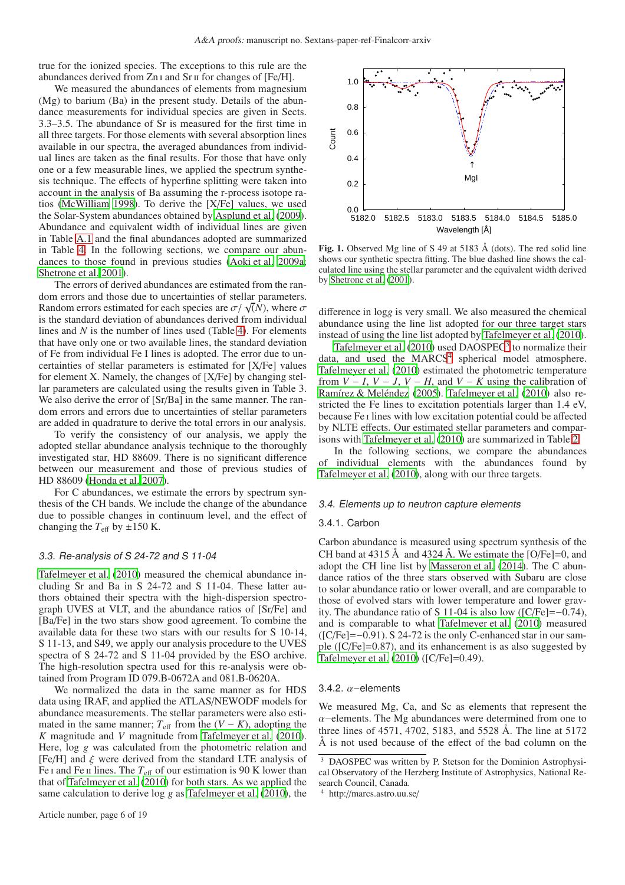true for the ionized species. The exceptions to this rule are the abundances derived from Zn I and Sr II for changes of [Fe/H].

We measured the abundances of elements from magnesium (Mg) to barium (Ba) in the present study. Details of the abundance measurements for individual species are given in Sects. 3.3–3.5. The abundance of Sr is measured for the first time in all three targets. For those elements with several absorption lines available in our spectra, the averaged abundances from individual lines are taken as the final results. For those that have only one or a few measurable lines, we applied the spectrum synthesis technique. The effects of hyperfine splitting were taken into account in the analysis of Ba assuming the r-process isotope ratios (McWilliam 1998). To derive the [X/Fe] values, we used the Solar-System abundances obtained by Asplund et al. (2009). Abundance and equivalent width of individual lines are given in Table A.1 and the final abundances adopted are summarized in Table 4. In the following sections, we compare our abundances to those found in previous studies (Aoki et al. 2009a; Shetrone et al. 2001).

The errors of derived abundances are estimated from the random errors and those due to uncertainties of stellar parameters. Random errors estimated for each species are $\sigma/\sqrt{(N)}$, where $\sigma$ is the standard deviation of abundances derived from individual lines and $N$ is the number of lines used (Table 4). For elements that have only one or two available lines, the standard deviation of Fe from individual Fe I lines is adopted. The error due to uncertainties of stellar parameters is estimated for [X/Fe] values for element X. Namely, the changes of [X/Fe] by changing stellar parameters are calculated using the results given in Table 3. We also derive the error of [Sr/Ba] in the same manner. The random errors and errors due to uncertainties of stellar parameters are added in quadrature to derive the total errors in our analysis.

To verify the consistency of our analysis, we apply the adopted stellar abundance analysis technique to the thoroughly investigated star, HD 88609. There is no significant difference between our measurement and those of previous studies of HD 88609 (Honda et al. 2007).

For C abundances, we estimate the errors by spectrum synthesis of the CH bands. We include the change of the abundance due to possible changes in continuum level, and the effect of changing the $T_{\rm eff}$ by ±150 K.

### 3.3. Re-analysis of S 24-72 and S 11-04

Tafelmeyer et al. (2010) measured the chemical abundance including Sr and Ba in S 24-72 and S 11-04. These latter authors obtained their spectra with the high-dispersion spectrograph UVES at VLT, and the abundance ratios of [Sr/Fe] and [Ba/Fe] in the two stars show good agreement. To combine the available data for these two stars with our results for S 10-14, S 11-13, and S49, we apply our analysis procedure to the UVES spectra of S 24-72 and S 11-04 provided by the ESO archive. The high-resolution spectra used for this re-analysis were obtained from Program ID 079.B-0672A and 081.B-0620A.

We normalized the data in the same manner as for HDS data using IRAF, and applied the ATLAS/NEWODF models for abundance measurements. The stellar parameters were also estimated in the same manner; $T_{\rm eff}$ from the $(V - K)$, adopting the $K$ magnitude and $V$ magnitude from Tafelmeyer et al. (2010). Here, log $g$ was calculated from the photometric relation and [Fe/H] and $\xi$ were derived from the standard LTE analysis of Fe I and Fe II lines. The $T_{\rm eff}$ of our estimation is 90 K lower than that of Tafelmeyer et al. (2010) for both stars. As we applied the same calculation to derive log $g$ as Tafelmeyer et al. (2010), the difference in log$g$ is very small. We also measured the chemical abundance using the line list adopted for our three target stars instead of using the line list adopted by Tafelmeyer et al. (2010).

Tafelmeyer et al. (2010) used DAOSPEC[3] to normalize their data, and used the MARCS[4] spherical model atmosphere. Tafelmeyer et al. (2010) estimated the photometric temperature from $V - I$, $V - J$, $V - H$, and $V - K$ using the calibration of Ramírez & Meléndez (2005). Tafelmeyer et al. (2010) also restricted the Fe lines to excitation potentials larger than 1.4 eV, because Fe I lines with low excitation potential could be affected by NLTE effects. Our estimated stellar parameters and comparisons with Tafelmeyer et al. (2010) are summarized in Table 2.

In the following sections, we compare the abundances of individual elements with the abundances found by Tafelmeyer et al. (2010), along with our three targets.

**Fig. 1.** Observed Mg line of S 49 at 5183 Å (dots). The red solid line shows our synthetic spectra fitting. The blue dashed line shows the calculated line using the stellar parameter and the equivalent width derived by Shetrone et al. (2001).

### 3.4. Elements up to neutron capture elements

#### 3.4.1. Carbon

Carbon abundance is measured using spectrum synthesis of the CH band at 4315 Å and 4324 Å. We estimate the [O/Fe]=0, and adopt the CH line list by Masseron et al. (2014). The C abundance ratios of the three stars observed with Subaru are close to solar abundance ratio or lower overall, and are comparable to those of evolved stars with lower temperature and lower gravity. The abundance ratio of S 11-04 is also low ([C/Fe]=−0.74), and is comparable to what Tafelmeyer et al. (2010) measured ([C/Fe]=−0.91). S 24-72 is the only C-enhanced star in our sample ([C/Fe]=0.87), and its enhancement is as also suggested by Tafelmeyer et al. (2010) ([C/Fe]=0.49).

#### 3.4.2. $\alpha$−elements

We measured Mg, Ca, and Sc as elements that represent the $\alpha$−elements. The Mg abundances were determined from one to three lines of 4571, 4702, 5183, and 5528 Å. The line at 5172 Å is not used because of the effect of the bad column on the

[3] DAOSPEC was written by P. Stetson for the Dominion Astrophysical Observatory of the Herzberg Institute of Astrophysics, National Research Council, Canada.

[4] http://marcs.astro.uu.se/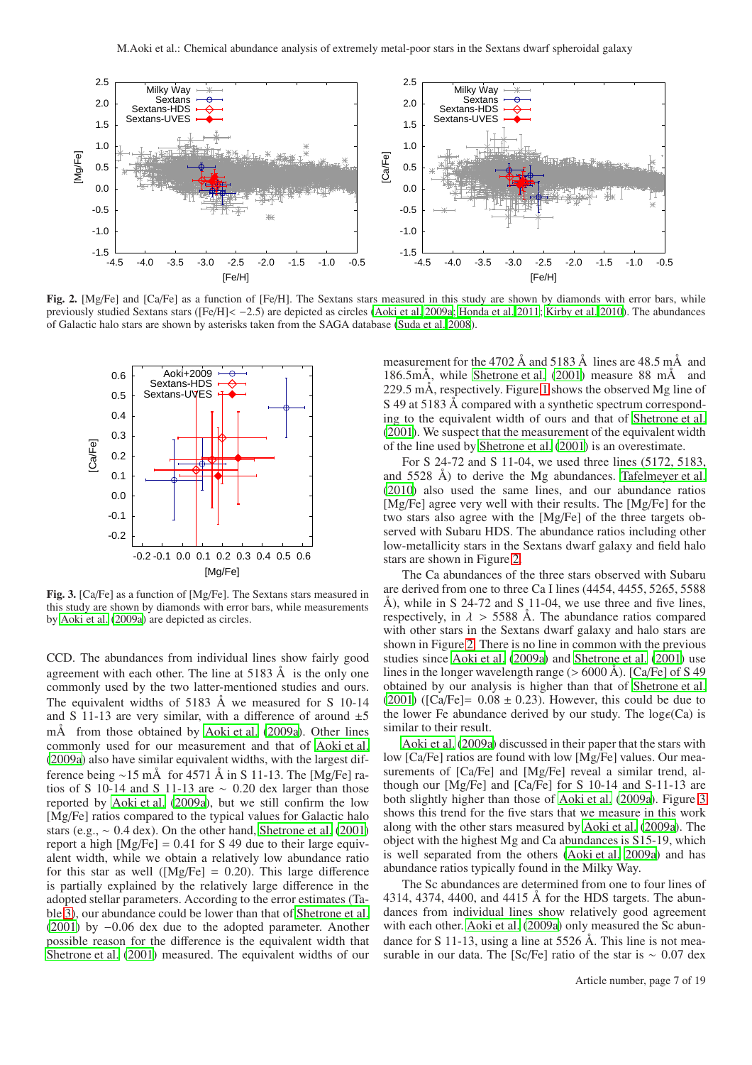**Fig. 2.** [Mg/Fe] and [Ca/Fe] as a function of [Fe/H]. The Sextans stars measured in this study are shown by diamonds with error bars, while previously studied Sextans stars ([Fe/H]$< -2.5$) are depicted as circles (Aoki et al. 2009a; Honda et al. 2011; Kirby et al. 2010). The abundances of Galactic halo stars are shown by asterisks taken from the SAGA database (Suda et al. 2008).

**Fig. 3.** [Ca/Fe] as a function of [Mg/Fe]. The Sextans stars measured in this study are shown by diamonds with error bars, while measurements by Aoki et al. (2009a) are depicted as circles.

CCD. The abundances from individual lines show fairly good agreement with each other. The line at 5183 Å is the only one commonly used by the two latter-mentioned studies and ours. The equivalent widths of 5183 Å we measured for S 10-14 and S 11-13 are very similar, with a difference of around $\pm 5$ mÅ from those obtained by Aoki et al. (2009a). Other lines commonly used for our measurement and that of Aoki et al. (2009a) also have similar equivalent widths, with the largest difference being $\sim 15$ mÅ for 4571 Å in S 11-13. The [Mg/Fe] ratios of S 10-14 and S 11-13 are $\sim$ 0.20 dex larger than those reported by Aoki et al. (2009a), but we still confirm the low [Mg/Fe] ratios compared to the typical values for Galactic halo stars (e.g., $\sim$ 0.4 dex). On the other hand, Shetrone et al. (2001) report a high [Mg/Fe] = 0.41 for S 49 due to their large equivalent width, while we obtain a relatively low abundance ratio for this star as well ([Mg/Fe] = 0.20). This large difference is partially explained by the relatively large difference in the adopted stellar parameters. According to the error estimates (Table 3), our abundance could be lower than that of Shetrone et al. (2001) by $-0.06$ dex due to the adopted parameter. Another possible reason for the difference is the equivalent width that Shetrone et al. (2001) measured. The equivalent widths of our measurement for the 4702 Å and 5183 Å lines are 48.5 mÅ and 186.5mÅ, while Shetrone et al. (2001) measure 88 mÅ and 229.5 mÅ, respectively. Figure 1 shows the observed Mg line of S 49 at 5183 Å compared with a synthetic spectrum corresponding to the equivalent width of ours and that of Shetrone et al. (2001). We suspect that the measurement of the equivalent width of the line used by Shetrone et al. (2001) is an overestimate.

For S 24-72 and S 11-04, we used three lines (5172, 5183, and 5528 Å) to derive the Mg abundances. Tafelmeyer et al. (2010) also used the same lines, and our abundance ratios [Mg/Fe] agree very well with their results. The [Mg/Fe] for the two stars also agree with the [Mg/Fe] of the three targets observed with Subaru HDS. The abundance ratios including other low-metallicity stars in the Sextans dwarf galaxy and field halo stars are shown in Figure 2.

The Ca abundances of the three stars observed with Subaru are derived from one to three Ca I lines (4454, 4455, 5265, 5588 Å), while in S 24-72 and S 11-04, we use three and five lines, respectively, in $\lambda > 5588$ Å. The abundance ratios compared with other stars in the Sextans dwarf galaxy and halo stars are shown in Figure 2. There is no line in common with the previous studies since Aoki et al. (2009a) and Shetrone et al. (2001) use lines in the longer wavelength range ($> 6000$ Å). [Ca/Fe] of S 49 obtained by our analysis is higher than that of Shetrone et al. (2001) ([Ca/Fe]= $0.08 \pm 0.23$). However, this could be due to the lower Fe abundance derived by our study. The log$\epsilon$(Ca) is similar to their result.

Aoki et al. (2009a) discussed in their paper that the stars with low [Ca/Fe] ratios are found with low [Mg/Fe] values. Our measurements of [Ca/Fe] and [Mg/Fe] reveal a similar trend, although our [Mg/Fe] and [Ca/Fe] for S 10-14 and S-11-13 are both slightly higher than those of Aoki et al. (2009a). Figure 3 shows this trend for the five stars that we measure in this work along with the other stars measured by Aoki et al. (2009a). The object with the highest Mg and Ca abundances is S15-19, which is well separated from the others (Aoki et al. 2009a) and has abundance ratios typically found in the Milky Way.

The Sc abundances are determined from one to four lines of 4314, 4374, 4400, and 4415 Å for the HDS targets. The abundances from individual lines show relatively good agreement with each other. Aoki et al. (2009a) only measured the Sc abundance for S 11-13, using a line at 5526 Å. This line is not measurable in our data. The [Sc/Fe] ratio of the star is $\sim$ 0.07 dex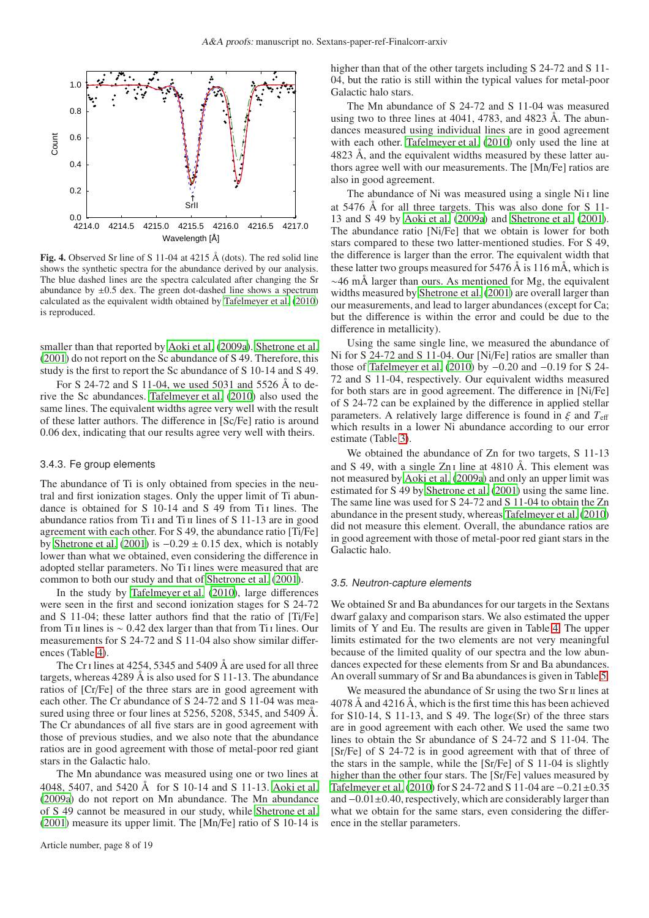**Fig. 4.** Observed Sr line of S 11-04 at 4215 Å (dots). The red solid line shows the synthetic spectra for the abundance derived by our analysis. The blue dashed lines are the spectra calculated after changing the Sr abundance by ±0.5 dex. The green dot-dashed line shows a spectrum calculated as the equivalent width obtained by Tafelmeyer et al. (2010) is reproduced.

smaller than that reported by Aoki et al. (2009a). Shetrone et al. (2001) do not report on the Sc abundance of S 49. Therefore, this study is the first to report the Sc abundance of S 10-14 and S 49.

For S 24-72 and S 11-04, we used 5031 and 5526 Å to derive the Sc abundances. Tafelmeyer et al. (2010) also used the same lines. The equivalent widths agree very well with the result of these latter authors. The difference in [Sc/Fe] ratio is around 0.06 dex, indicating that our results agree very well with theirs.

### 3.4.3. Fe group elements

The abundance of Ti is only obtained from species in the neutral and first ionization stages. Only the upper limit of Ti abundance is obtained for S 10-14 and S 49 from Ti I lines. The abundance ratios from Ti I and Ti II lines of S 11-13 are in good agreement with each other. For S 49, the abundance ratio [Ti/Fe] by Shetrone et al. (2001) is $-0.29 \pm 0.15$ dex, which is notably lower than what we obtained, even considering the difference in adopted stellar parameters. No Ti I lines were measured that are common to both our study and that of Shetrone et al. (2001).

In the study by Tafelmeyer et al. (2010), large differences were seen in the first and second ionization stages for S 24-72 and S 11-04; these latter authors find that the ratio of [Ti/Fe] from Ti II lines is $\sim 0.42$ dex larger than that from Ti I lines. Our measurements for S 24-72 and S 11-04 also show similar differences (Table 4).

The Cr I lines at 4254, 5345 and 5409 Å are used for all three targets, whereas 4289 Å is also used for S 11-13. The abundance ratios of [Cr/Fe] of the three stars are in good agreement with each other. The Cr abundance of S 24-72 and S 11-04 was measured using three or four lines at 5256, 5208, 5345, and 5409 Å. The Cr abundances of all five stars are in good agreement with those of previous studies, and we also note that the abundance ratios are in good agreement with those of metal-poor red giant stars in the Galactic halo.

The Mn abundance was measured using one or two lines at 4048, 5407, and 5420 Å for S 10-14 and S 11-13. Aoki et al. (2009a) do not report on Mn abundance. The Mn abundance of S 49 cannot be measured in our study, while Shetrone et al. (2001) measure its upper limit. The [Mn/Fe] ratio of S 10-14 is higher than that of the other targets including S 24-72 and S 11-04, but the ratio is still within the typical values for metal-poor Galactic halo stars.

The Mn abundance of S 24-72 and S 11-04 was measured using two to three lines at 4041, 4783, and 4823 Å. The abundances measured using individual lines are in good agreement with each other. Tafelmeyer et al. (2010) only used the line at 4823 Å, and the equivalent widths measured by these latter authors agree well with our measurements. The [Mn/Fe] ratios are also in good agreement.

The abundance of Ni was measured using a single Ni I line at 5476 Å for all three targets. This was also done for S 11-13 and S 49 by Aoki et al. (2009a) and Shetrone et al. (2001). The abundance ratio [Ni/Fe] that we obtain is lower for both stars compared to these two latter-mentioned studies. For S 49, the difference is larger than the error. The equivalent width that these latter two groups measured for 5476 Å is 116 mÅ, which is $\sim$46 mÅ larger than ours. As mentioned for Mg, the equivalent widths measured by Shetrone et al. (2001) are overall larger than our measurements, and lead to larger abundances (except for Ca; but the difference is within the error and could be due to the difference in metallicity).

Using the same single line, we measured the abundance of Ni for S 24-72 and S 11-04. Our [Ni/Fe] ratios are smaller than those of Tafelmeyer et al. (2010) by $-0.20$ and $-0.19$ for S 24-72 and S 11-04, respectively. Our equivalent widths measured for both stars are in good agreement. The difference in [Ni/Fe] of S 24-72 can be explained by the difference in applied stellar parameters. A relatively large difference is found in $\xi$ and $T_{\rm eff}$ which results in a lower Ni abundance according to our error estimate (Table 3).

We obtained the abundance of Zn for two targets, S 11-13 and S 49, with a single Zn I line at 4810 Å. This element was not measured by Aoki et al. (2009a) and only an upper limit was estimated for S 49 by Shetrone et al. (2001) using the same line. The same line was used for S 24-72 and S 11-04 to obtain the Zn abundance in the present study, whereas Tafelmeyer et al. (2010) did not measure this element. Overall, the abundance ratios are in good agreement with those of metal-poor red giant stars in the Galactic halo.

### 3.5. Neutron-capture elements

We obtained Sr and Ba abundances for our targets in the Sextans dwarf galaxy and comparison stars. We also estimated the upper limits of Y and Eu. The results are given in Table 4. The upper limits estimated for the two elements are not very meaningful because of the limited quality of our spectra and the low abundances expected for these elements from Sr and Ba abundances. An overall summary of Sr and Ba abundances is given in Table 5.

We measured the abundance of Sr using the Sr II lines at 4078 Å and 4216 Å, which is the first time this has been achieved for S10-14, S 11-13, and S 49. The $\log\epsilon$(Sr) of the three stars are in good agreement with each other. We used the same two lines to obtain the Sr abundance of S 24-72 and S 11-04. The [Sr/Fe] of S 24-72 is in good agreement with that of three of the stars in the sample, while the [Sr/Fe] of S 11-04 is slightly higher than the other four stars. The [Sr/Fe] values measured by Tafelmeyer et al. (2010) for S 24-72 and S 11-04 are $-0.21\pm0.35$ and $-0.01\pm0.40$, respectively, which are considerably larger than what we obtain for the same stars, even considering the difference in the stellar parameters.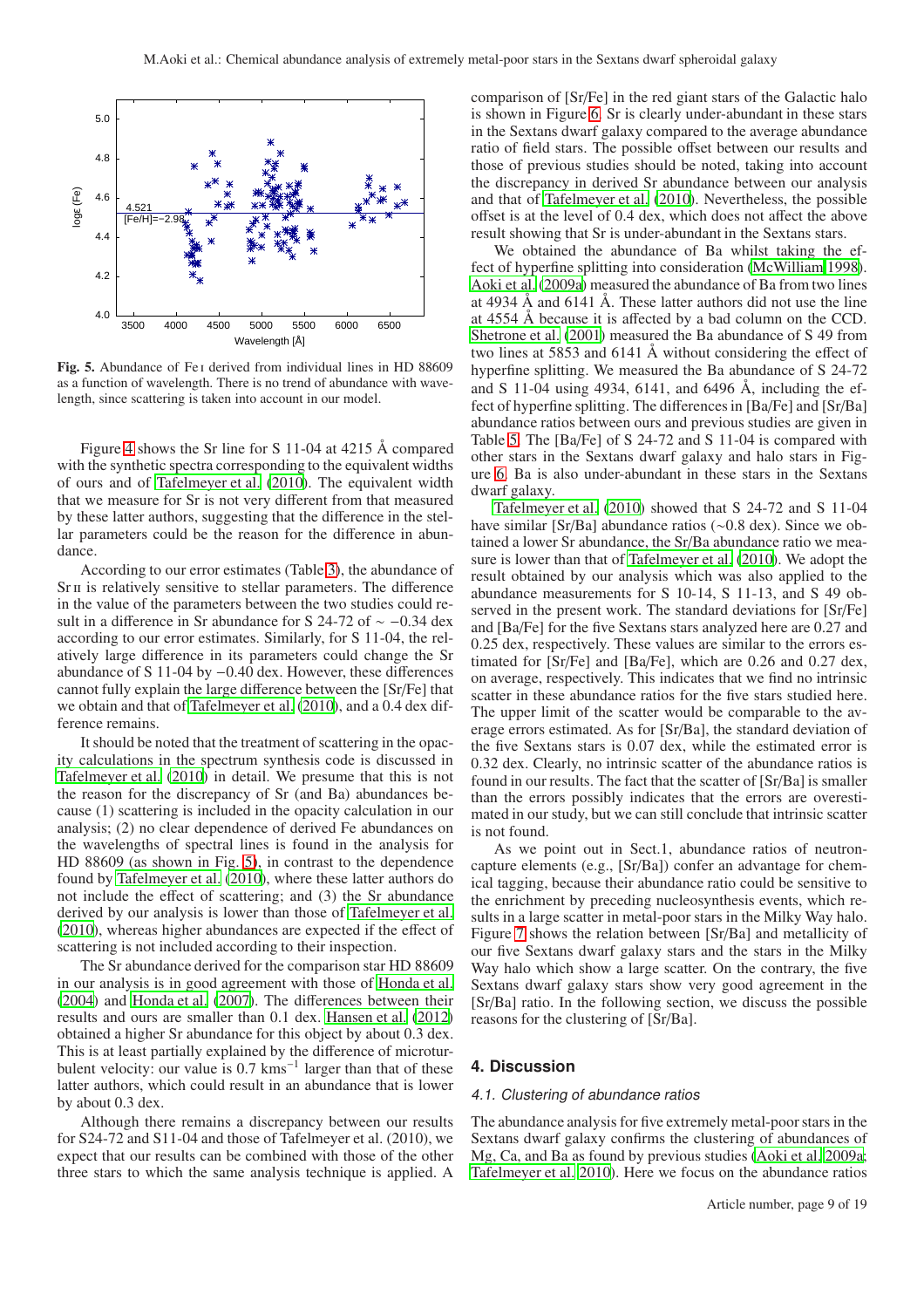**Fig. 5.** Abundance of Fe I derived from individual lines in HD 88609 as a function of wavelength. There is no trend of abundance with wavelength, since scattering is taken into account in our model.

Figure 4 shows the Sr line for S 11-04 at 4215 Å compared with the synthetic spectra corresponding to the equivalent widths of ours and of Tafelmeyer et al. (2010). The equivalent width that we measure for Sr is not very different from that measured by these latter authors, suggesting that the difference in the stellar parameters could be the reason for the difference in abundance.

According to our error estimates (Table 3), the abundance of Sr II is relatively sensitive to stellar parameters. The difference in the value of the parameters between the two studies could result in a difference in Sr abundance for S 24-72 of $\sim -0.34$ dex according to our error estimates. Similarly, for S 11-04, the relatively large difference in its parameters could change the Sr abundance of S 11-04 by $-0.40$ dex. However, these differences cannot fully explain the large difference between the [Sr/Fe] that we obtain and that of Tafelmeyer et al. (2010), and a 0.4 dex difference remains.

It should be noted that the treatment of scattering in the opacity calculations in the spectrum synthesis code is discussed in Tafelmeyer et al. (2010) in detail. We presume that this is not the reason for the discrepancy of Sr (and Ba) abundances because (1) scattering is included in the opacity calculation in our analysis; (2) no clear dependence of derived Fe abundances on the wavelengths of spectral lines is found in the analysis for HD 88609 (as shown in Fig. 5), in contrast to the dependence found by Tafelmeyer et al. (2010), where these latter authors do not include the effect of scattering; and (3) the Sr abundance derived by our analysis is lower than those of Tafelmeyer et al. (2010), whereas higher abundances are expected if the effect of scattering is not included according to their inspection.

The Sr abundance derived for the comparison star HD 88609 in our analysis is in good agreement with those of Honda et al. (2004) and Honda et al. (2007). The differences between their results and ours are smaller than 0.1 dex. Hansen et al. (2012) obtained a higher Sr abundance for this object by about 0.3 dex. This is at least partially explained by the difference of microturbulent velocity: our value is 0.7 kms$^{-1}$ larger than that of these latter authors, which could result in an abundance that is lower by about 0.3 dex.

Although there remains a discrepancy between our results for S24-72 and S11-04 and those of Tafelmeyer et al. (2010), we expect that our results can be combined with those of the other three stars to which the same analysis technique is applied. A comparison of [Sr/Fe] in the red giant stars of the Galactic halo is shown in Figure 6. Sr is clearly under-abundant in these stars in the Sextans dwarf galaxy compared to the average abundance ratio of field stars. The possible offset between our results and those of previous studies should be noted, taking into account the discrepancy in derived Sr abundance between our analysis and that of Tafelmeyer et al. (2010). Nevertheless, the possible offset is at the level of 0.4 dex, which does not affect the above result showing that Sr is under-abundant in the Sextans stars.

We obtained the abundance of Ba whilst taking the effect of hyperfine splitting into consideration (McWilliam 1998). Aoki et al. (2009a) measured the abundance of Ba from two lines at 4934 Å and 6141 Å. These latter authors did not use the line at 4554 Å because it is affected by a bad column on the CCD. Shetrone et al. (2001) measured the Ba abundance of S 49 from two lines at 5853 and 6141 Å without considering the effect of hyperfine splitting. We measured the Ba abundance of S 24-72 and S 11-04 using 4934, 6141, and 6496 Å, including the effect of hyperfine splitting. The differences in [Ba/Fe] and [Sr/Ba] abundance ratios between ours and previous studies are given in Table 5. The [Ba/Fe] of S 24-72 and S 11-04 is compared with other stars in the Sextans dwarf galaxy and halo stars in Figure 6. Ba is also under-abundant in these stars in the Sextans dwarf galaxy.

Tafelmeyer et al. (2010) showed that S 24-72 and S 11-04 have similar [Sr/Ba] abundance ratios (~0.8 dex). Since we obtained a lower Sr abundance, the Sr/Ba abundance ratio we measure is lower than that of Tafelmeyer et al. (2010). We adopt the result obtained by our analysis which was also applied to the abundance measurements for S 10-14, S 11-13, and S 49 observed in the present work. The standard deviations for [Sr/Fe] and [Ba/Fe] for the five Sextans stars analyzed here are 0.27 and 0.25 dex, respectively. These values are similar to the errors estimated for [Sr/Fe] and [Ba/Fe], which are 0.26 and 0.27 dex, on average, respectively. This indicates that we find no intrinsic scatter in these abundance ratios for the five stars studied here. The upper limit of the scatter would be comparable to the average errors estimated. As for [Sr/Ba], the standard deviation of the five Sextans stars is 0.07 dex, while the estimated error is 0.32 dex. Clearly, no intrinsic scatter of the abundance ratios is found in our results. The fact that the scatter of [Sr/Ba] is smaller than the errors possibly indicates that the errors are overestimated in our study, but we can still conclude that intrinsic scatter is not found.

As we point out in Sect.1, abundance ratios of neutron-capture elements (e.g., [Sr/Ba]) confer an advantage for chemical tagging, because their abundance ratio could be sensitive to the enrichment by preceding nucleosynthesis events, which results in a large scatter in metal-poor stars in the Milky Way halo. Figure 7 shows the relation between [Sr/Ba] and metallicity of our five Sextans dwarf galaxy stars and the stars in the Milky Way halo which show a large scatter. On the contrary, the five Sextans dwarf galaxy stars show very good agreement in the [Sr/Ba] ratio. In the following section, we discuss the possible reasons for the clustering of [Sr/Ba].

## 4. Discussion

### *4.1. Clustering of abundance ratios*

The abundance analysis for five extremely metal-poor stars in the Sextans dwarf galaxy confirms the clustering of abundances of Mg, Ca, and Ba as found by previous studies (Aoki et al. 2009a; Tafelmeyer et al. 2010). Here we focus on the abundance ratios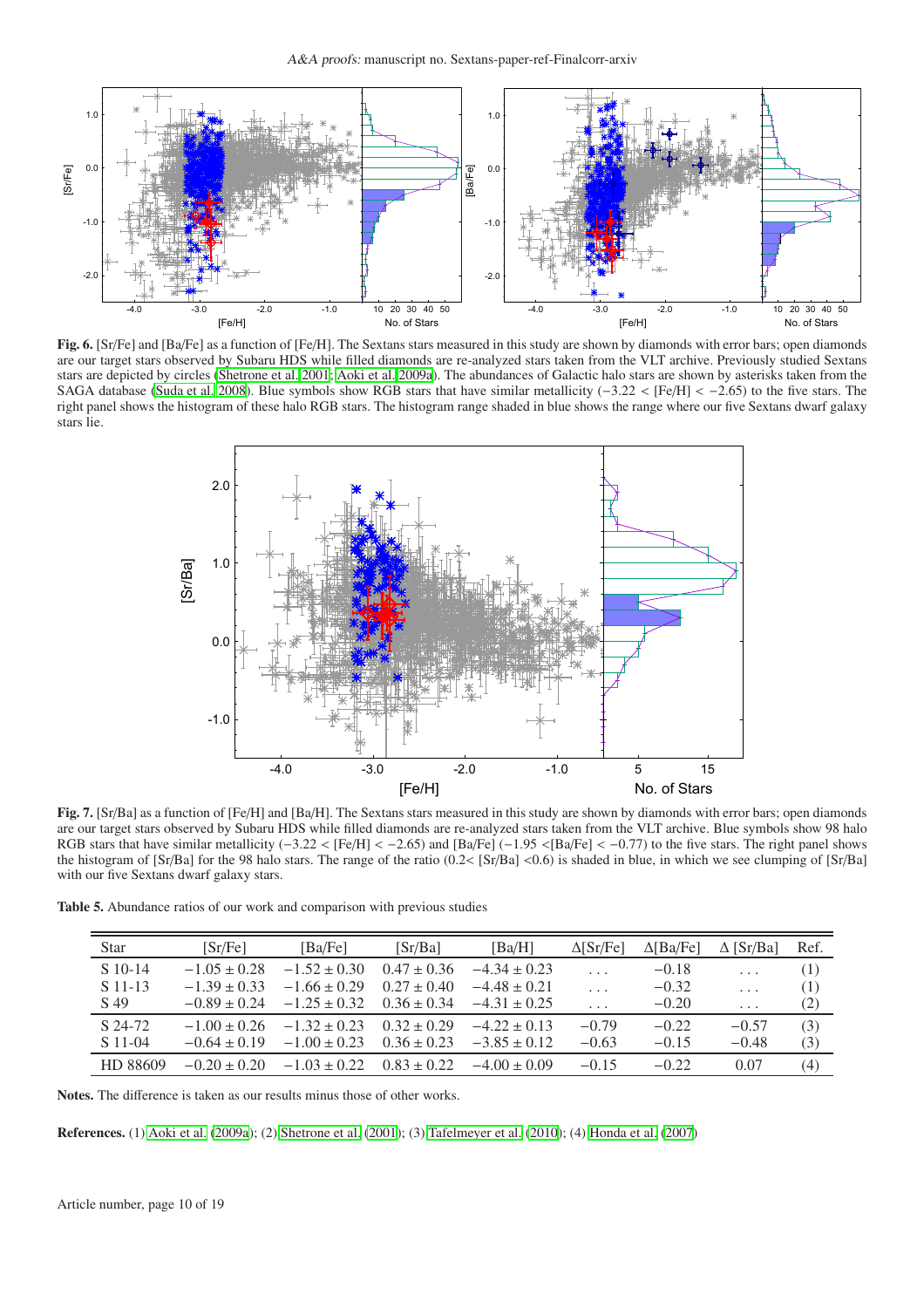**Fig. 6.** [Sr/Fe] and [Ba/Fe] as a function of [Fe/H]. The Sextans stars measured in this study are shown by diamonds with error bars; open diamonds are our target stars observed by Subaru HDS while filled diamonds are re-analyzed stars taken from the VLT archive. Previously studied Sextans stars are depicted by circles (Shetrone et al. 2001; Aoki et al. 2009a). The abundances of Galactic halo stars are shown by asterisks taken from the SAGA database (Suda et al. 2008). Blue symbols show RGB stars that have similar metallicity ($-3.22 <$ [Fe/H] $< -2.65$) to the five stars. The right panel shows the histogram of these halo RGB stars. The histogram range shaded in blue shows the range where our five Sextans dwarf galaxy stars lie.

**Fig. 7.** [Sr/Ba] as a function of [Fe/H] and [Ba/H]. The Sextans stars measured in this study are shown by diamonds with error bars; open diamonds are our target stars observed by Subaru HDS while filled diamonds are re-analyzed stars taken from the VLT archive. Blue symbols show 98 halo RGB stars that have similar metallicity ($-3.22 <$ [Fe/H] $< -2.65$) and [Ba/Fe] ($-1.95 <$[Ba/Fe] $< -0.77$) to the five stars. The right panel shows the histogram of [Sr/Ba] for the 98 halo stars. The range of the ratio (0.2< [Sr/Ba] <0.6) is shaded in blue, in which we see clumping of [Sr/Ba] with our five Sextans dwarf galaxy stars.

**Table 5.** Abundance ratios of our work and comparison with previous studies

| Star | [Sr/Fe] | [Ba/Fe] | [Sr/Ba] | [Ba/H] | Δ[Sr/Fe] | Δ[Ba/Fe] | Δ [Sr/Ba] | Ref. |
|---|---|---|---|---|---|---|---|---|
| S 10-14 | $-1.05 \pm 0.28$ | $-1.52 \pm 0.30$ | $0.47 \pm 0.36$ | $-4.34 \pm 0.23$ | ... | $-0.18$ | ... | (1) |
| S 11-13 | $-1.39 \pm 0.33$ | $-1.66 \pm 0.29$ | $0.27 \pm 0.40$ | $-4.48 \pm 0.21$ | ... | $-0.32$ | ... | (1) |
| S 49 | $-0.89 \pm 0.24$ | $-1.25 \pm 0.32$ | $0.36 \pm 0.34$ | $-4.31 \pm 0.25$ | ... | $-0.20$ | ... | (2) |
| S 24-72 | $-1.00 \pm 0.26$ | $-1.32 \pm 0.23$ | $0.32 \pm 0.29$ | $-4.22 \pm 0.13$ | $-0.79$ | $-0.22$ | $-0.57$ | (3) |
| S 11-04 | $-0.64 \pm 0.19$ | $-1.00 \pm 0.23$ | $0.36 \pm 0.23$ | $-3.85 \pm 0.12$ | $-0.63$ | $-0.15$ | $-0.48$ | (3) |
| HD 88609 | $-0.20 \pm 0.20$ | $-1.03 \pm 0.22$ | $0.83 \pm 0.22$ | $-4.00 \pm 0.09$ | $-0.15$ | $-0.22$ | 0.07 | (4) |

**Notes.** The difference is taken as our results minus those of other works.

**References.** (1) Aoki et al. (2009a); (2) Shetrone et al. (2001); (3) Tafelmeyer et al. (2010); (4) Honda et al. (2007)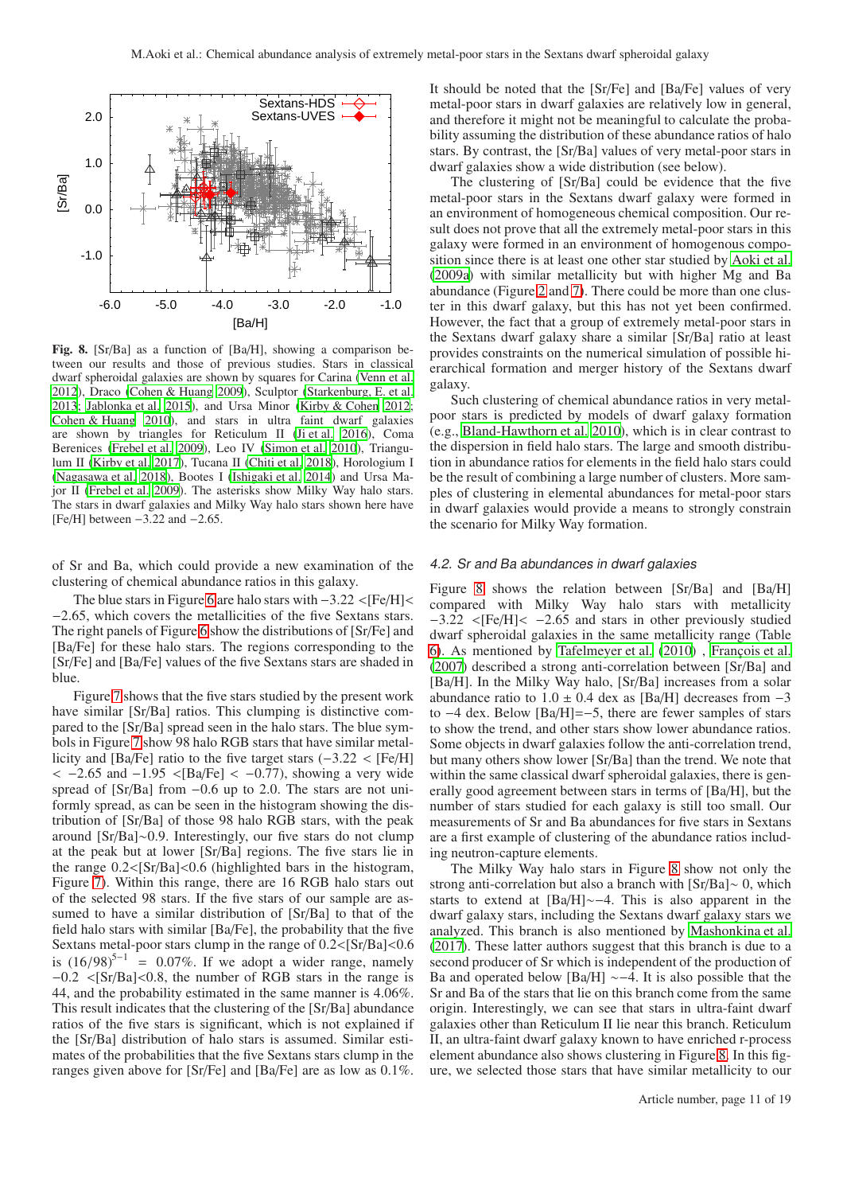**Fig. 8.** [Sr/Ba] as a function of [Ba/H], showing a comparison between our results and those of previous studies. Stars in classical dwarf spheroidal galaxies are shown by squares for Carina (Venn et al. 2012), Draco (Cohen & Huang 2009), Sculptor (Starkenburg, E. et al. 2013; Jablonka et al. 2015), and Ursa Minor (Kirby & Cohen 2012; Cohen & Huang 2010), and stars in ultra faint dwarf galaxies are shown by triangles for Reticulum II (Ji et al. 2016), Coma Berenices (Frebel et al. 2009), Leo IV (Simon et al. 2010), Triangulum II (Kirby et al. 2017), Tucana II (Chiti et al. 2018), Horologium I (Nagasawa et al. 2018), Bootes I (Ishigaki et al. 2014) and Ursa Major II (Frebel et al. 2009). The asterisks show Milky Way halo stars. The stars in dwarf galaxies and Milky Way halo stars shown here have [Fe/H] between −3.22 and −2.65.

of Sr and Ba, which could provide a new examination of the clustering of chemical abundance ratios in this galaxy.

The blue stars in Figure 6 are halo stars with $-3.22 <$[Fe/H]$< -2.65$, which covers the metallicities of the five Sextans stars. The right panels of Figure 6 show the distributions of [Sr/Fe] and [Ba/Fe] for these halo stars. The regions corresponding to the [Sr/Fe] and [Ba/Fe] values of the five Sextans stars are shaded in blue.

Figure 7 shows that the five stars studied by the present work have similar [Sr/Ba] ratios. This clumping is distinctive compared to the [Sr/Ba] spread seen in the halo stars. The blue symbols in Figure 7 show 98 halo RGB stars that have similar metallicity and [Ba/Fe] ratio to the five target stars ($-3.22 <$ [Fe/H] $< -2.65$ and $-1.95 <$[Ba/Fe] $< -0.77$), showing a very wide spread of [Sr/Ba] from −0.6 up to 2.0. The stars are not uniformly spread, as can be seen in the histogram showing the distribution of [Sr/Ba] of those 98 halo RGB stars, with the peak around [Sr/Ba]$\sim$0.9. Interestingly, our five stars do not clump at the peak but at lower [Sr/Ba] regions. The five stars lie in the range 0.2<[Sr/Ba]<0.6 (highlighted bars in the histogram, Figure 7). Within this range, there are 16 RGB halo stars out of the selected 98 stars. If the five stars of our sample are assumed to have a similar distribution of [Sr/Ba] to that of the field halo stars with similar [Ba/Fe], the probability that the five Sextans metal-poor stars clump in the range of 0.2<[Sr/Ba]<0.6 is $(16/98)^{5-1} = 0.07\%$. If we adopt a wider range, namely $-0.2 <$[Sr/Ba]<0.8, the number of RGB stars in the range is 44, and the probability estimated in the same manner is 4.06%. This result indicates that the clustering of the [Sr/Ba] abundance ratios of the five stars is significant, which is not explained if the [Sr/Ba] distribution of halo stars is assumed. Similar estimates of the probabilities that the five Sextans stars clump in the ranges given above for [Sr/Fe] and [Ba/Fe] are as low as 0.1%.

It should be noted that the [Sr/Fe] and [Ba/Fe] values of very metal-poor stars in dwarf galaxies are relatively low in general, and therefore it might not be meaningful to calculate the probability assuming the distribution of these abundance ratios of halo stars. By contrast, the [Sr/Ba] values of very metal-poor stars in dwarf galaxies show a wide distribution (see below).

The clustering of [Sr/Ba] could be evidence that the five metal-poor stars in the Sextans dwarf galaxy were formed in an environment of homogeneous chemical composition. Our result does not prove that all the extremely metal-poor stars in this galaxy were formed in an environment of homogenous composition since there is at least one other star studied by Aoki et al. (2009a) with similar metallicity but with higher Mg and Ba abundance (Figure 2 and 7). There could be more than one cluster in this dwarf galaxy, but this has not yet been confirmed. However, the fact that a group of extremely metal-poor stars in the Sextans dwarf galaxy share a similar [Sr/Ba] ratio at least provides constraints on the numerical simulation of possible hierarchical formation and merger history of the Sextans dwarf galaxy.

Such clustering of chemical abundance ratios in very metal-poor stars is predicted by models of dwarf galaxy formation (e.g., Bland-Hawthorn et al. 2010), which is in clear contrast to the dispersion in field halo stars. The large and smooth distribution in abundance ratios for elements in the field halo stars could be the result of combining a large number of clusters. More samples of clustering in elemental abundances for metal-poor stars in dwarf galaxies would provide a means to strongly constrain the scenario for Milky Way formation.

### *4.2. Sr and Ba abundances in dwarf galaxies*

Figure 8 shows the relation between [Sr/Ba] and [Ba/H] compared with Milky Way halo stars with metallicity $-3.22 <$[Fe/H]$< -2.65$ and stars in other previously studied dwarf spheroidal galaxies in the same metallicity range (Table 6). As mentioned by Tafelmeyer et al. (2010) , François et al. (2007) described a strong anti-correlation between [Sr/Ba] and [Ba/H]. In the Milky Way halo, [Sr/Ba] increases from a solar abundance ratio to $1.0 \pm 0.4$ dex as [Ba/H] decreases from −3 to −4 dex. Below [Ba/H]=−5, there are fewer samples of stars to show the trend, and other stars show lower abundance ratios. Some objects in dwarf galaxies follow the anti-correlation trend, but many others show lower [Sr/Ba] than the trend. We note that within the same classical dwarf spheroidal galaxies, there is generally good agreement between stars in terms of [Ba/H], but the number of stars studied for each galaxy is still too small. Our measurements of Sr and Ba abundances for five stars in Sextans are a first example of clustering of the abundance ratios including neutron-capture elements.

The Milky Way halo stars in Figure 8 show not only the strong anti-correlation but also a branch with [Sr/Ba]$\sim$ 0, which starts to extend at [Ba/H]$\sim$−4. This is also apparent in the dwarf galaxy stars, including the Sextans dwarf galaxy stars we analyzed. This branch is also mentioned by Mashonkina et al. (2017). These latter authors suggest that this branch is due to a second producer of Sr which is independent of the production of Ba and operated below [Ba/H] $\sim$−4. It is also possible that the Sr and Ba of the stars that lie on this branch come from the same origin. Interestingly, we can see that stars in ultra-faint dwarf galaxies other than Reticulum II lie near this branch. Reticulum II, an ultra-faint dwarf galaxy known to have enriched r-process element abundance also shows clustering in Figure 8. In this figure, we selected those stars that have similar metallicity to our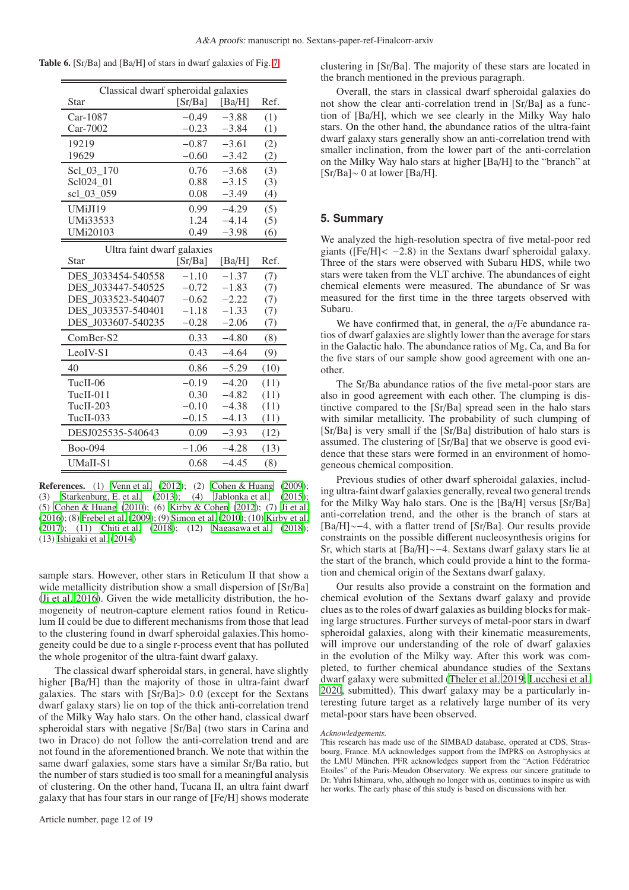**Table 6.** [Sr/Ba] and [Ba/H] of stars in dwarf galaxies of Fig. 7

| Classical dwarf spheroidal galaxies | | | |
|---|---|---|---|
| Star | [Sr/Ba] | [Ba/H] | Ref. |
| Car-1087 | −0.49 | −3.88 | (1) |
| Car-7002 | −0.23 | −3.84 | (1) |
| 19219 | −0.87 | −3.61 | (2) |
| 19629 | −0.60 | −3.42 | (2) |
| Scl_03_170 | 0.76 | −3.68 | (3) |
| Scl024_01 | 0.88 | −3.15 | (3) |
| scl_03_059 | 0.08 | −3.49 | (4) |
| UMiJI19 | 0.99 | −4.29 | (5) |
| UMi33533 | 1.24 | −4.14 | (5) |
| UMi20103 | 0.49 | −3.98 | (6) |
| **Ultra faint dwarf galaxies** | | | |
| Star | [Sr/Ba] | [Ba/H] | Ref. |
| DES_J033454-540558 | −1.10 | −1.37 | (7) |
| DES_J033447-540525 | −0.72 | −1.83 | (7) |
| DES_J033523-540407 | −0.62 | −2.22 | (7) |
| DES_J033537-540401 | −1.18 | −1.33 | (7) |
| DES_J033607-540235 | −0.28 | −2.06 | (7) |
| ComBer-S2 | 0.33 | −4.80 | (8) |
| LeoIV-S1 | 0.43 | −4.64 | (9) |
| 40 | 0.86 | −5.29 | (10) |
| TucII-06 | −0.19 | −4.20 | (11) |
| TucII-011 | 0.30 | −4.82 | (11) |
| TucII-203 | −0.10 | −4.38 | (11) |
| TucII-033 | −0.15 | −4.13 | (11) |
| DESJ025535-540643 | 0.09 | −3.93 | (12) |
| Boo-094 | −1.06 | −4.28 | (13) |
| UMaII-S1 | 0.68 | −4.45 | (8) |

**References.** (1) Venn et al. (2012); (2) Cohen & Huang (2009); (3) Starkenburg, E. et al. (2013); (4) Jablonka et al. (2015); (5) Cohen & Huang (2010); (6) Kirby & Cohen (2012); (7) Ji et al. (2016); (8) Frebel et al. (2009); (9) Simon et al. (2010); (10) Kirby et al. (2017); (11) Chiti et al. (2018); (12) Nagasawa et al. (2018); (13) Ishigaki et al. (2014)

sample stars. However, other stars in Reticulum II that show a wide metallicity distribution show a small dispersion of [Sr/Ba] (Ji et al. 2016). Given the wide metallicity distribution, the homogeneity of neutron-capture element ratios found in Reticulum II could be due to different mechanisms from those that lead to the clustering found in dwarf spheroidal galaxies.This homogeneity could be due to a single r-process event that has polluted the whole progenitor of the ultra-faint dwarf galaxy.

The classical dwarf spheroidal stars, in general, have slightly higher [Ba/H] than the majority of those in ultra-faint dwarf galaxies. The stars with [Sr/Ba]> 0.0 (except for the Sextans dwarf galaxy stars) lie on top of the thick anti-correlation trend of the Milky Way halo stars. On the other hand, classical dwarf spheroidal stars with negative [Sr/Ba] (two stars in Carina and two in Draco) do not follow the anti-correlation trend and are not found in the aforementioned branch. We note that within the same dwarf galaxies, some stars have a similar Sr/Ba ratio, but the number of stars studied is too small for a meaningful analysis of clustering. On the other hand, Tucana II, an ultra faint dwarf galaxy that has four stars in our range of [Fe/H] shows moderate clustering in [Sr/Ba]. The majority of these stars are located in the branch mentioned in the previous paragraph.

Overall, the stars in classical dwarf spheroidal galaxies do not show the clear anti-correlation trend in [Sr/Ba] as a function of [Ba/H], which we see clearly in the Milky Way halo stars. On the other hand, the abundance ratios of the ultra-faint dwarf galaxy stars generally show an anti-correlation trend with smaller inclination, from the lower part of the anti-correlation on the Milky Way halo stars at higher [Ba/H] to the "branch" at [Sr/Ba]∼ 0 at lower [Ba/H].

## 5. Summary

We analyzed the high-resolution spectra of five metal-poor red giants ([Fe/H]< −2.8) in the Sextans dwarf spheroidal galaxy. Three of the stars were observed with Subaru HDS, while two stars were taken from the VLT archive. The abundances of eight chemical elements were measured. The abundance of Sr was measured for the first time in the three targets observed with Subaru.

We have confirmed that, in general, the $\alpha$/Fe abundance ratios of dwarf galaxies are slightly lower than the average for stars in the Galactic halo. The abundance ratios of Mg, Ca, and Ba for the five stars of our sample show good agreement with one another.

The Sr/Ba abundance ratios of the five metal-poor stars are also in good agreement with each other. The clumping is distinctive compared to the [Sr/Ba] spread seen in the halo stars with similar metallicity. The probability of such clumping of [Sr/Ba] is very small if the [Sr/Ba] distribution of halo stars is assumed. The clustering of [Sr/Ba] that we observe is good evidence that these stars were formed in an environment of homogeneous chemical composition.

Previous studies of other dwarf spheroidal galaxies, including ultra-faint dwarf galaxies generally, reveal two general trends for the Milky Way halo stars. One is the [Ba/H] versus [Sr/Ba] anti-correlation trend, and the other is the branch of stars at [Ba/H]∼−4, with a flatter trend of [Sr/Ba]. Our results provide constraints on the possible different nucleosynthesis origins for Sr, which starts at [Ba/H]∼−4. Sextans dwarf galaxy stars lie at the start of the branch, which could provide a hint to the formation and chemical origin of the Sextans dwarf galaxy.

Our results also provide a constraint on the formation and chemical evolution of the Sextans dwarf galaxy and provide clues as to the roles of dwarf galaxies as building blocks for making large structures. Further surveys of metal-poor stars in dwarf spheroidal galaxies, along with their kinematic measurements, will improve our understanding of the role of dwarf galaxies in the evolution of the Milky way. After this work was completed, to further chemical abundance studies of the Sextans dwarf galaxy were submitted (Theler et al. 2019; Lucchesi et al. 2020, submitted). This dwarf galaxy may be a particularly interesting future target as a relatively large number of its very metal-poor stars have been observed.

*Acknowledgements.*
This research has made use of the SIMBAD database, operated at CDS, Strasbourg, France. MA acknowledges support from the IMPRS on Astrophysics at the LMU München. PFR acknowledges support from the "Action Fédératrice Etoiles" of the Paris-Meudon Observatory. We express our sincere gratitude to Dr. Yuhri Ishimaru, who, although no longer with us, continues to inspire us with her works. The early phase of this study is based on discussions with her.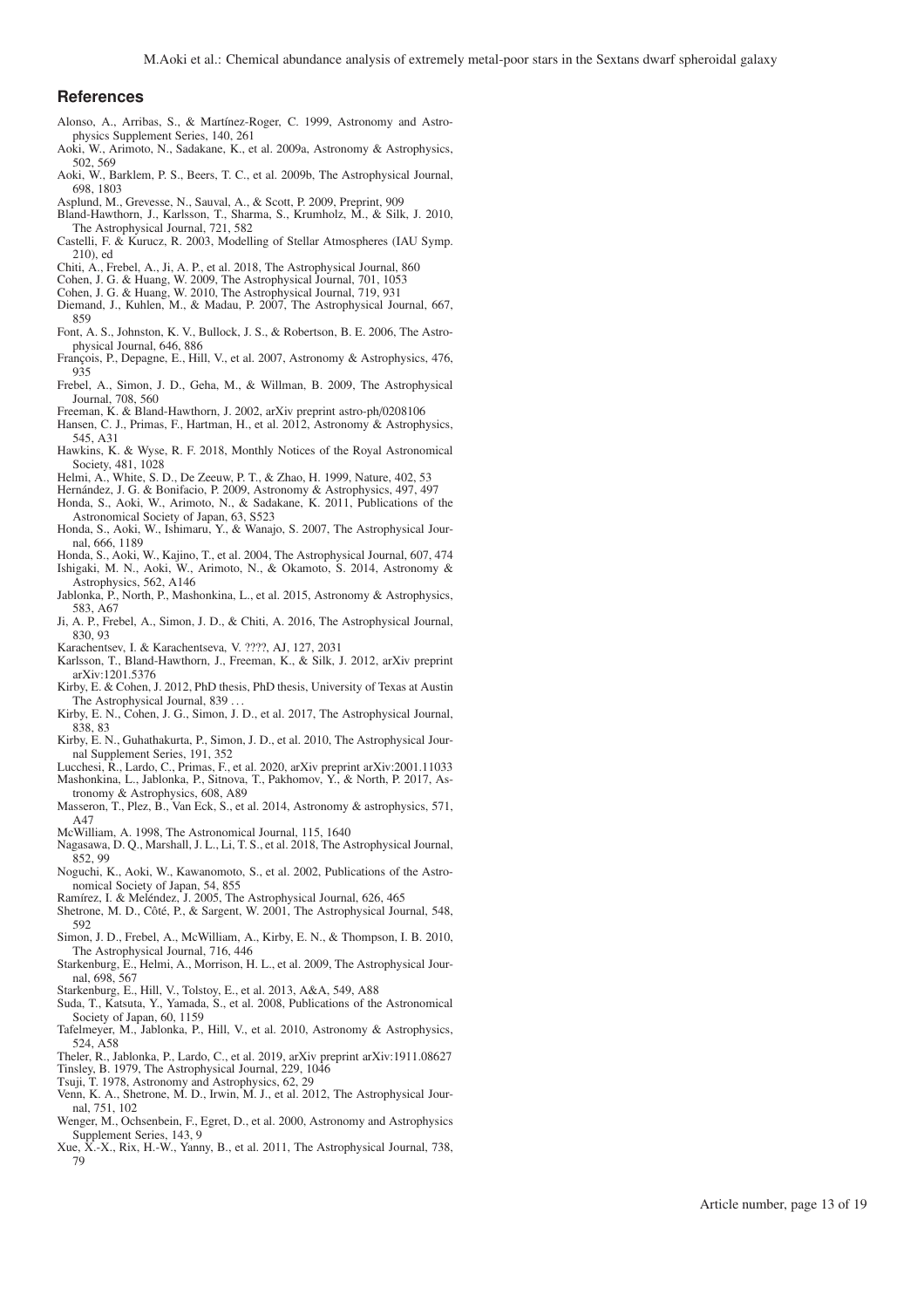## References

Alonso, A., Arribas, S., & Martínez-Roger, C. 1999, Astronomy and Astrophysics Supplement Series, 140, 261

Aoki, W., Arimoto, N., Sadakane, K., et al. 2009a, Astronomy & Astrophysics, 502, 569

Aoki, W., Barklem, P. S., Beers, T. C., et al. 2009b, The Astrophysical Journal, 698, 1803

Asplund, M., Grevesse, N., Sauval, A., & Scott, P. 2009, Preprint, 909

Bland-Hawthorn, J., Karlsson, T., Sharma, S., Krumholz, M., & Silk, J. 2010, The Astrophysical Journal, 721, 582

Castelli, F. & Kurucz, R. 2003, Modelling of Stellar Atmospheres (IAU Symp. 210), ed

Chiti, A., Frebel, A., Ji, A. P., et al. 2018, The Astrophysical Journal, 860

Cohen, J. G. & Huang, W. 2009, The Astrophysical Journal, 701, 1053

Cohen, J. G. & Huang, W. 2010, The Astrophysical Journal, 719, 931

Diemand, J., Kuhlen, M., & Madau, P. 2007, The Astrophysical Journal, 667, 859

Font, A. S., Johnston, K. V., Bullock, J. S., & Robertson, B. E. 2006, The Astrophysical Journal, 646, 886

François, P., Depagne, E., Hill, V., et al. 2007, Astronomy & Astrophysics, 476, 935

Frebel, A., Simon, J. D., Geha, M., & Willman, B. 2009, The Astrophysical Journal, 708, 560

Freeman, K. & Bland-Hawthorn, J. 2002, arXiv preprint astro-ph/0208106

Hansen, C. J., Primas, F., Hartman, H., et al. 2012, Astronomy & Astrophysics, 545, A31

Hawkins, K. & Wyse, R. F. 2018, Monthly Notices of the Royal Astronomical Society, 481, 1028

Helmi, A., White, S. D., De Zeeuw, P. T., & Zhao, H. 1999, Nature, 402, 53

Hernández, J. G. & Bonifacio, P. 2009, Astronomy & Astrophysics, 497, 497

Honda, S., Aoki, W., Arimoto, N., & Sadakane, K. 2011, Publications of the Astronomical Society of Japan, 63, S523

Honda, S., Aoki, W., Ishimaru, Y., & Wanajo, S. 2007, The Astrophysical Journal, 666, 1189

Honda, S., Aoki, W., Kajino, T., et al. 2004, The Astrophysical Journal, 607, 474

Ishigaki, M. N., Aoki, W., Arimoto, N., & Okamoto, S. 2014, Astronomy & Astrophysics, 562, A146

Jablonka, P., North, P., Mashonkina, L., et al. 2015, Astronomy & Astrophysics, 583, A67

Ji, A. P., Frebel, A., Simon, J. D., & Chiti, A. 2016, The Astrophysical Journal, 830, 93

Karachentsev, I. & Karachentseva, V. ????, AJ, 127, 2031

Karlsson, T., Bland-Hawthorn, J., Freeman, K., & Silk, J. 2012, arXiv preprint arXiv:1201.5376

Kirby, E. & Cohen, J. 2012, PhD thesis, PhD thesis, University of Texas at Austin The Astrophysical Journal, 839 ...

Kirby, E. N., Cohen, J. G., Simon, J. D., et al. 2017, The Astrophysical Journal, 838, 83

Kirby, E. N., Guhathakurta, P., Simon, J. D., et al. 2010, The Astrophysical Journal Supplement Series, 191, 352

Lucchesi, R., Lardo, C., Primas, F., et al. 2020, arXiv preprint arXiv:2001.11033

Mashonkina, L., Jablonka, P., Sitnova, T., Pakhomov, Y., & North, P. 2017, Astronomy & Astrophysics, 608, A89

Masseron, T., Plez, B., Van Eck, S., et al. 2014, Astronomy & astrophysics, 571, A47

McWilliam, A. 1998, The Astronomical Journal, 115, 1640

Nagasawa, D. Q., Marshall, J. L., Li, T. S., et al. 2018, The Astrophysical Journal, 852, 99

Noguchi, K., Aoki, W., Kawanomoto, S., et al. 2002, Publications of the Astronomical Society of Japan, 54, 855

Ramírez, I. & Meléndez, J. 2005, The Astrophysical Journal, 626, 465

Shetrone, M. D., Côté, P., & Sargent, W. 2001, The Astrophysical Journal, 548, 592

Simon, J. D., Frebel, A., McWilliam, A., Kirby, E. N., & Thompson, I. B. 2010, The Astrophysical Journal, 716, 446

Starkenburg, E., Helmi, A., Morrison, H. L., et al. 2009, The Astrophysical Journal, 698, 567

Starkenburg, E., Hill, V., Tolstoy, E., et al. 2013, A&A, 549, A88

Suda, T., Katsuta, Y., Yamada, S., et al. 2008, Publications of the Astronomical Society of Japan, 60, 1159

Tafelmeyer, M., Jablonka, P., Hill, V., et al. 2010, Astronomy & Astrophysics, 524, A58

Theler, R., Jablonka, P., Lardo, C., et al. 2019, arXiv preprint arXiv:1911.08627

Tinsley, B. 1979, The Astrophysical Journal, 229, 1046

Tsuji, T. 1978, Astronomy and Astrophysics, 62, 29

Venn, K. A., Shetrone, M. D., Irwin, M. J., et al. 2012, The Astrophysical Journal, 751, 102

Wenger, M., Ochsenbein, F., Egret, D., et al. 2000, Astronomy and Astrophysics Supplement Series, 143, 9

Xue, X.-X., Rix, H.-W., Yanny, B., et al. 2011, The Astrophysical Journal, 738, 79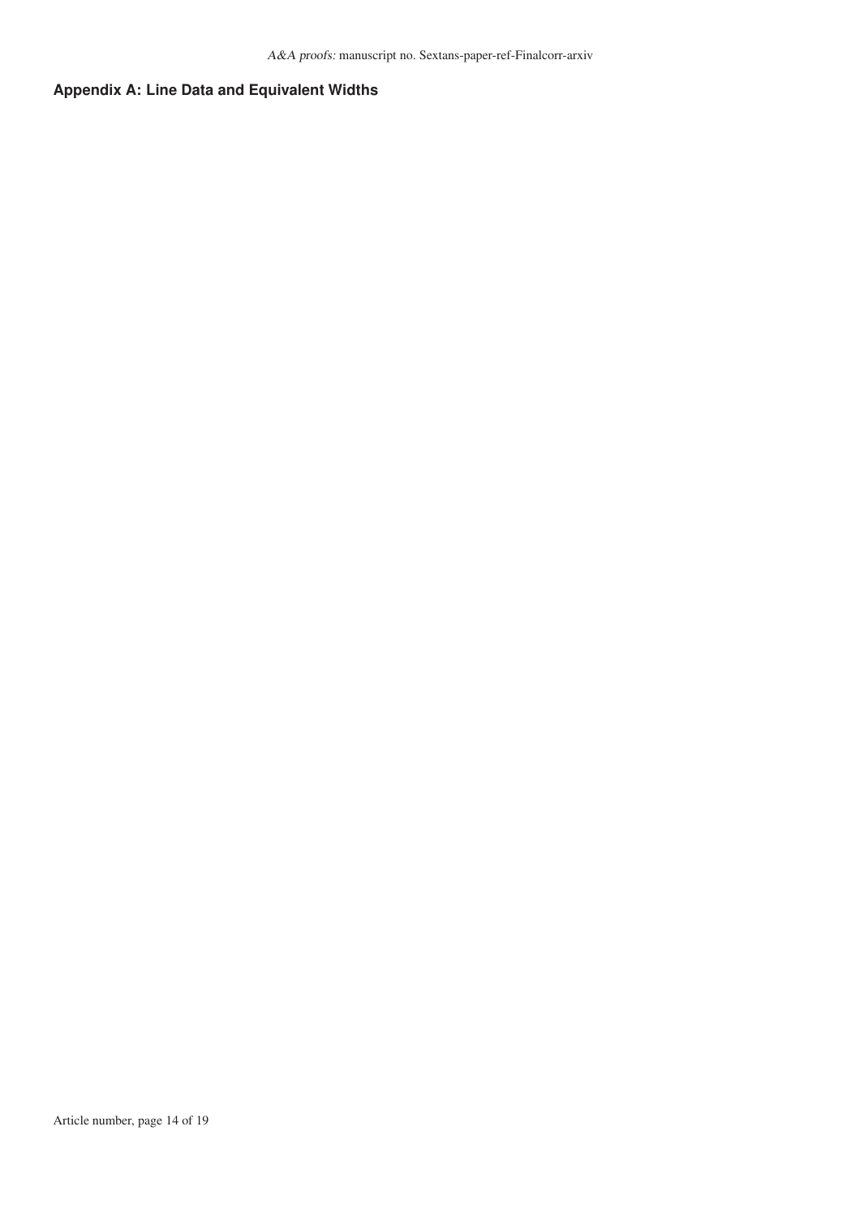## Appendix A: Line Data and Equivalent Widths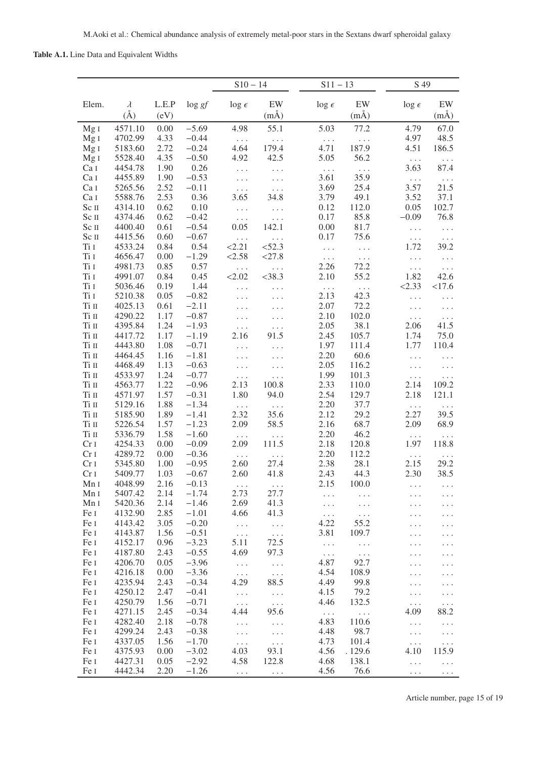**Table A.1.** Line Data and Equivalent Widths

| | | | | S10 − 14 | | S11 − 13 | | S 49 | |
|---|---|---|---|---|---|---|---|---|---|
| Elem. | $\lambda$ (Å) | L.E.P (eV) | log *gf* | log $\epsilon$ | EW (mÅ) | log $\epsilon$ | EW (mÅ) | log $\epsilon$ | EW (mÅ) |
| Mg I | 4571.10 | 0.00 | −5.69 | 4.98 | 55.1 | 5.03 | 77.2 | 4.79 | 67.0 |
| Mg I | 4702.99 | 4.33 | −0.44 | ... | ... | ... | ... | 4.97 | 48.5 |
| Mg I | 5183.60 | 2.72 | −0.24 | 4.64 | 179.4 | 4.71 | 187.9 | 4.51 | 186.5 |
| Mg I | 5528.40 | 4.35 | −0.50 | 4.92 | 42.5 | 5.05 | 56.2 | ... | ... |
| Ca I | 4454.78 | 1.90 | 0.26 | ... | ... | ... | ... | 3.63 | 87.4 |
| Ca I | 4455.89 | 1.90 | −0.53 | ... | ... | 3.61 | 35.9 | ... | ... |
| Ca I | 5265.56 | 2.52 | −0.11 | ... | ... | 3.69 | 25.4 | 3.57 | 21.5 |
| Ca I | 5588.76 | 2.53 | 0.36 | 3.65 | 34.8 | 3.79 | 49.1 | 3.52 | 37.1 |
| Sc II | 4314.10 | 0.62 | 0.10 | ... | ... | 0.12 | 112.0 | 0.05 | 102.7 |
| Sc II | 4374.46 | 0.62 | −0.42 | ... | ... | 0.17 | 85.8 | −0.09 | 76.8 |
| Sc II | 4400.40 | 0.61 | −0.54 | 0.05 | 142.1 | 0.00 | 81.7 | ... | ... |
| Sc II | 4415.56 | 0.60 | −0.67 | ... | ... | 0.17 | 75.6 | ... | ... |
| Ti I | 4533.24 | 0.84 | 0.54 | <2.21 | <52.3 | ... | ... | 1.72 | 39.2 |
| Ti I | 4656.47 | 0.00 | −1.29 | <2.58 | <27.8 | ... | ... | ... | ... |
| Ti I | 4981.73 | 0.85 | 0.57 | ... | ... | 2.26 | 72.2 | ... | ... |
| Ti I | 4991.07 | 0.84 | 0.45 | <2.02 | <38.3 | 2.10 | 55.2 | 1.82 | 42.6 |
| Ti I | 5036.46 | 0.19 | 1.44 | ... | ... | ... | ... | <2.33 | <17.6 |
| Ti I | 5210.38 | 0.05 | −0.82 | ... | ... | 2.13 | 42.3 | ... | ... |
| Ti II | 4025.13 | 0.61 | −2.11 | ... | ... | 2.07 | 72.2 | ... | ... |
| Ti II | 4290.22 | 1.17 | −0.87 | ... | ... | 2.10 | 102.0 | ... | ... |
| Ti II | 4395.84 | 1.24 | −1.93 | ... | ... | 2.05 | 38.1 | 2.06 | 41.5 |
| Ti II | 4417.72 | 1.17 | −1.19 | 2.16 | 91.5 | 2.45 | 105.7 | 1.74 | 75.0 |
| Ti II | 4443.80 | 1.08 | −0.71 | ... | ... | 1.97 | 111.4 | 1.77 | 110.4 |
| Ti II | 4464.45 | 1.16 | −1.81 | ... | ... | 2.20 | 60.6 | ... | ... |
| Ti II | 4468.49 | 1.13 | −0.63 | ... | ... | 2.05 | 116.2 | ... | ... |
| Ti II | 4533.97 | 1.24 | −0.77 | ... | ... | 1.99 | 101.3 | ... | ... |
| Ti II | 4563.77 | 1.22 | −0.96 | 2.13 | 100.8 | 2.33 | 110.0 | 2.14 | 109.2 |
| Ti II | 4571.97 | 1.57 | −0.31 | 1.80 | 94.0 | 2.54 | 129.7 | 2.18 | 121.1 |
| Ti II | 5129.16 | 1.88 | −1.34 | ... | ... | 2.20 | 37.7 | ... | ... |
| Ti II | 5185.90 | 1.89 | −1.41 | 2.32 | 35.6 | 2.12 | 29.2 | 2.27 | 39.5 |
| Ti II | 5226.54 | 1.57 | −1.23 | 2.09 | 58.5 | 2.16 | 68.7 | 2.09 | 68.9 |
| Ti II | 5336.79 | 1.58 | −1.60 | ... | ... | 2.20 | 46.2 | ... | ... |
| Cr I | 4254.33 | 0.00 | −0.09 | 2.09 | 111.5 | 2.18 | 120.8 | 1.97 | 118.8 |
| Cr I | 4289.72 | 0.00 | −0.36 | ... | ... | 2.20 | 112.2 | ... | ... |
| Cr I | 5345.80 | 1.00 | −0.95 | 2.60 | 27.4 | 2.38 | 28.1 | 2.15 | 29.2 |
| Cr I | 5409.77 | 1.03 | −0.67 | 2.60 | 41.8 | 2.43 | 44.3 | 2.30 | 38.5 |
| Mn I | 4048.99 | 2.16 | −0.13 | ... | ... | 2.15 | 100.0 | ... | ... |
| Mn I | 5407.42 | 2.14 | −1.74 | 2.73 | 27.7 | ... | ... | ... | ... |
| Mn I | 5420.36 | 2.14 | −1.46 | 2.69 | 41.3 | ... | ... | ... | ... |
| Fe I | 4132.90 | 2.85 | −1.01 | 4.66 | 41.3 | ... | ... | ... | ... |
| Fe I | 4143.42 | 3.05 | −0.20 | ... | ... | 4.22 | 55.2 | ... | ... |
| Fe I | 4143.87 | 1.56 | −0.51 | ... | ... | 3.81 | 109.7 | ... | ... |
| Fe I | 4152.17 | 0.96 | −3.23 | 5.11 | 72.5 | ... | ... | ... | ... |
| Fe I | 4187.80 | 2.43 | −0.55 | 4.69 | 97.3 | ... | ... | ... | ... |
| Fe I | 4206.70 | 0.05 | −3.96 | ... | ... | 4.87 | 92.7 | ... | ... |
| Fe I | 4216.18 | 0.00 | −3.36 | ... | ... | 4.54 | 108.9 | ... | ... |
| Fe I | 4235.94 | 2.43 | −0.34 | 4.29 | 88.5 | 4.49 | 99.8 | ... | ... |
| Fe I | 4250.12 | 2.47 | −0.41 | ... | ... | 4.15 | 79.2 | ... | ... |
| Fe I | 4250.79 | 1.56 | −0.71 | ... | ... | 4.46 | 132.5 | ... | ... |
| Fe I | 4271.15 | 2.45 | −0.34 | 4.44 | 95.6 | ... | ... | 4.09 | 88.2 |
| Fe I | 4282.40 | 2.18 | −0.78 | ... | ... | 4.83 | 110.6 | ... | ... |
| Fe I | 4299.24 | 2.43 | −0.38 | ... | ... | 4.48 | 98.7 | ... | ... |
| Fe I | 4337.05 | 1.56 | −1.70 | ... | ... | 4.73 | 101.4 | ... | ... |
| Fe I | 4375.93 | 0.00 | −3.02 | 4.03 | 93.1 | 4.56 | . 129.6 | 4.10 | 115.9 |
| Fe I | 4427.31 | 0.05 | −2.92 | 4.58 | 122.8 | 4.68 | 138.1 | ... | ... |
| Fe I | 4442.34 | 2.20 | −1.26 | ... | ... | 4.56 | 76.6 | ... | ... |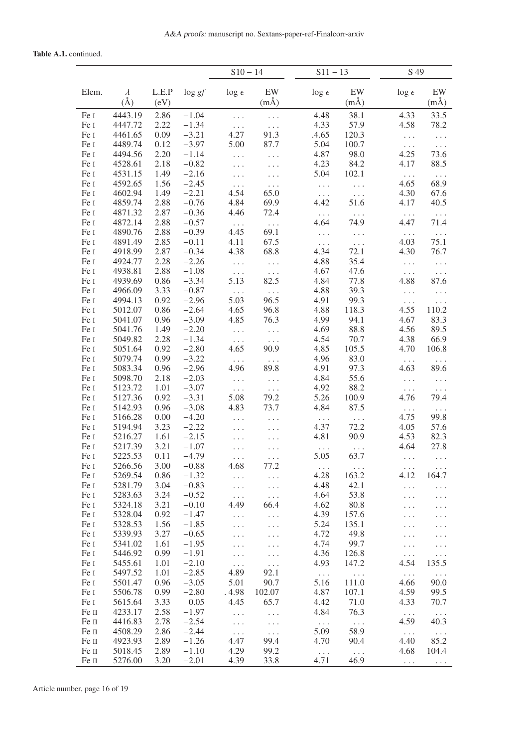**Table A.1.** continued.

| Elem. | $\lambda$ (Å) | L.E.P (eV) | $\log gf$ | S10 − 14 $\log \epsilon$ | S10 − 14 EW (mÅ) | S11 − 13 $\log \epsilon$ | S11 − 13 EW (mÅ) | S 49 $\log \epsilon$ | S 49 EW (mÅ) |
|---|---|---|---|---|---|---|---|---|---|
| Fe I | 4443.19 | 2.86 | −1.04 | ... | ... | 4.48 | 38.1 | 4.33 | 33.5 |
| Fe I | 4447.72 | 2.22 | −1.34 | ... | ... | 4.33 | 57.9 | 4.58 | 78.2 |
| Fe I | 4461.65 | 0.09 | −3.21 | 4.27 | 91.3 | .4.65 | 120.3 | ... | ... |
| Fe I | 4489.74 | 0.12 | −3.97 | 5.00 | 87.7 | 5.04 | 100.7 | ... | ... |
| Fe I | 4494.56 | 2.20 | −1.14 | ... | ... | 4.87 | 98.0 | 4.25 | 73.6 |
| Fe I | 4528.61 | 2.18 | −0.82 | ... | ... | 4.23 | 84.2 | 4.17 | 88.5 |
| Fe I | 4531.15 | 1.49 | −2.16 | ... | ... | 5.04 | 102.1 | ... | ... |
| Fe I | 4592.65 | 1.56 | −2.45 | ... | ... | ... | ... | 4.65 | 68.9 |
| Fe I | 4602.94 | 1.49 | −2.21 | 4.54 | 65.0 | ... | ... | 4.30 | 67.6 |
| Fe I | 4859.74 | 2.88 | −0.76 | 4.84 | 69.9 | 4.42 | 51.6 | 4.17 | 40.5 |
| Fe I | 4871.32 | 2.87 | −0.36 | 4.46 | 72.4 | ... | ... | ... | ... |
| Fe I | 4872.14 | 2.88 | −0.57 | ... | ... | 4.64 | 74.9 | 4.47 | 71.4 |
| Fe I | 4890.76 | 2.88 | −0.39 | 4.45 | 69.1 | ... | ... | ... | ... |
| Fe I | 4891.49 | 2.85 | −0.11 | 4.11 | 67.5 | ... | ... | 4.03 | 75.1 |
| Fe I | 4918.99 | 2.87 | −0.34 | 4.38 | 68.8 | 4.34 | 72.1 | 4.30 | 76.7 |
| Fe I | 4924.77 | 2.28 | −2.26 | ... | ... | 4.88 | 35.4 | ... | ... |
| Fe I | 4938.81 | 2.88 | −1.08 | ... | ... | 4.67 | 47.6 | ... | ... |
| Fe I | 4939.69 | 0.86 | −3.34 | 5.13 | 82.5 | 4.84 | 77.8 | 4.88 | 87.6 |
| Fe I | 4966.09 | 3.33 | −0.87 | ... | ... | 4.88 | 39.3 | ... | ... |
| Fe I | 4994.13 | 0.92 | −2.96 | 5.03 | 96.5 | 4.91 | 99.3 | ... | ... |
| Fe I | 5012.07 | 0.86 | −2.64 | 4.65 | 96.8 | 4.88 | 118.3 | 4.55 | 110.2 |
| Fe I | 5041.07 | 0.96 | −3.09 | 4.85 | 76.3 | 4.99 | 94.1 | 4.67 | 83.3 |
| Fe I | 5041.76 | 1.49 | −2.20 | ... | ... | 4.69 | 88.8 | 4.56 | 89.5 |
| Fe I | 5049.82 | 2.28 | −1.34 | ... | ... | 4.54 | 70.7 | 4.38 | 66.9 |
| Fe I | 5051.64 | 0.92 | −2.80 | 4.65 | 90.9 | 4.85 | 105.5 | 4.70 | 106.8 |
| Fe I | 5079.74 | 0.99 | −3.22 | ... | ... | 4.96 | 83.0 | ... | ... |
| Fe I | 5083.34 | 0.96 | −2.96 | 4.96 | 89.8 | 4.91 | 97.3 | 4.63 | 89.6 |
| Fe I | 5098.70 | 2.18 | −2.03 | ... | ... | 4.84 | 55.6 | ... | ... |
| Fe I | 5123.72 | 1.01 | −3.07 | ... | ... | 4.92 | 88.2 | ... | ... |
| Fe I | 5127.36 | 0.92 | −3.31 | 5.08 | 79.2 | 5.26 | 100.9 | 4.76 | 79.4 |
| Fe I | 5142.93 | 0.96 | −3.08 | 4.83 | 73.7 | 4.84 | 87.5 | ... | ... |
| Fe I | 5166.28 | 0.00 | −4.20 | ... | ... | ... | ... | 4.75 | 99.8 |
| Fe I | 5194.94 | 3.23 | −2.22 | ... | ... | 4.37 | 72.2 | 4.05 | 57.6 |
| Fe I | 5216.27 | 1.61 | −2.15 | ... | ... | 4.81 | 90.9 | 4.53 | 82.3 |
| Fe I | 5217.39 | 3.21 | −1.07 | ... | ... | ... | ... | 4.64 | 27.8 |
| Fe I | 5225.53 | 0.11 | −4.79 | ... | ... | 5.05 | 63.7 | ... | ... |
| Fe I | 5266.56 | 3.00 | −0.88 | 4.68 | 77.2 | ... | ... | ... | ... |
| Fe I | 5269.54 | 0.86 | −1.32 | ... | ... | 4.28 | 163.2 | 4.12 | 164.7 |
| Fe I | 5281.79 | 3.04 | −0.83 | ... | ... | 4.48 | 42.1 | ... | ... |
| Fe I | 5283.63 | 3.24 | −0.52 | ... | ... | 4.64 | 53.8 | ... | ... |
| Fe I | 5324.18 | 3.21 | −0.10 | 4.49 | 66.4 | 4.62 | 80.8 | ... | ... |
| Fe I | 5328.04 | 0.92 | −1.47 | ... | ... | 4.39 | 157.6 | ... | ... |
| Fe I | 5328.53 | 1.56 | −1.85 | ... | ... | 5.24 | 135.1 | ... | ... |
| Fe I | 5339.93 | 3.27 | −0.65 | ... | ... | 4.72 | 49.8 | ... | ... |
| Fe I | 5341.02 | 1.61 | −1.95 | ... | ... | 4.74 | 99.7 | ... | ... |
| Fe I | 5446.92 | 0.99 | −1.91 | ... | ... | 4.36 | 126.8 | ... | ... |
| Fe I | 5455.61 | 1.01 | −2.10 | ... | ... | 4.93 | 147.2 | 4.54 | 135.5 |
| Fe I | 5497.52 | 1.01 | −2.85 | 4.89 | 92.1 | ... | ... | ... | ... |
| Fe I | 5501.47 | 0.96 | −3.05 | 5.01 | 90.7 | 5.16 | 111.0 | 4.66 | 90.0 |
| Fe I | 5506.78 | 0.99 | −2.80 | . 4.98 | 102.07 | 4.87 | 107.1 | 4.59 | 99.5 |
| Fe I | 5615.64 | 3.33 | 0.05 | 4.45 | 65.7 | 4.42 | 71.0 | 4.33 | 70.7 |
| Fe II | 4233.17 | 2.58 | −1.97 | ... | ... | 4.84 | 76.3 | ... | ... |
| Fe II | 4416.83 | 2.78 | −2.54 | ... | ... | ... | ... | 4.59 | 40.3 |
| Fe II | 4508.29 | 2.86 | −2.44 | ... | ... | 5.09 | 58.9 | ... | ... |
| Fe II | 4923.93 | 2.89 | −1.26 | 4.47 | 99.4 | 4.70 | 90.4 | 4.40 | 85.2 |
| Fe II | 5018.45 | 2.89 | −1.10 | 4.29 | 99.2 | ... | ... | 4.68 | 104.4 |
| Fe II | 5276.00 | 3.20 | −2.01 | 4.39 | 33.8 | 4.71 | 46.9 | ... | ... |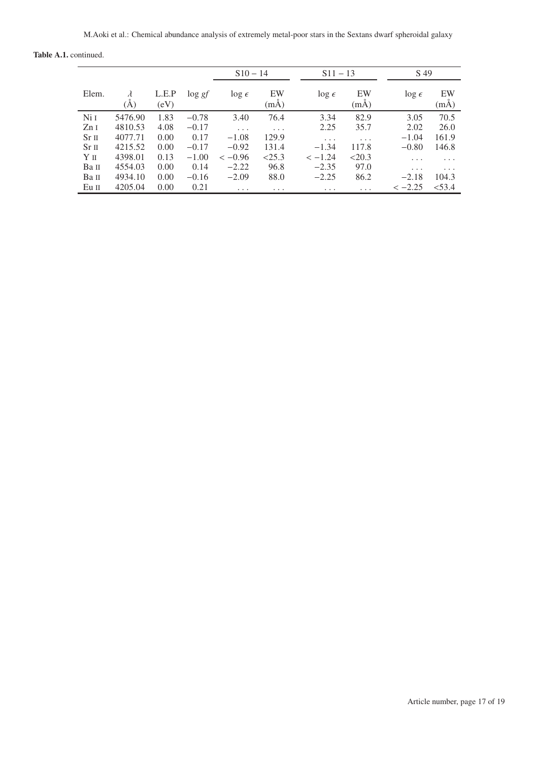**Table A.1.** continued.

| | | | | S10 − 14 | | S11 − 13 | | S 49 | |
|---|---|---|---|---|---|---|---|---|---|
| Elem. | $\lambda$ (Å) | L.E.P (eV) | $\log gf$ | $\log \epsilon$ | EW (mÅ) | $\log \epsilon$ | EW (mÅ) | $\log \epsilon$ | EW (mÅ) |
| Ni I | 5476.90 | 1.83 | −0.78 | 3.40 | 76.4 | 3.34 | 82.9 | 3.05 | 70.5 |
| Zn I | 4810.53 | 4.08 | −0.17 | ... | ... | 2.25 | 35.7 | 2.02 | 26.0 |
| Sr II | 4077.71 | 0.00 | 0.17 | −1.08 | 129.9 | ... | ... | −1.04 | 161.9 |
| Sr II | 4215.52 | 0.00 | −0.17 | −0.92 | 131.4 | −1.34 | 117.8 | −0.80 | 146.8 |
| Y II | 4398.01 | 0.13 | −1.00 | $< -0.96$ | <25.3 | $< -1.24$ | <20.3 | ... | ... |
| Ba II | 4554.03 | 0.00 | 0.14 | −2.22 | 96.8 | −2.35 | 97.0 | ... | ... |
| Ba II | 4934.10 | 0.00 | −0.16 | −2.09 | 88.0 | −2.25 | 86.2 | −2.18 | 104.3 |
| Eu II | 4205.04 | 0.00 | 0.21 | ... | ... | ... | ... | $< -2.25$ | <53.4 |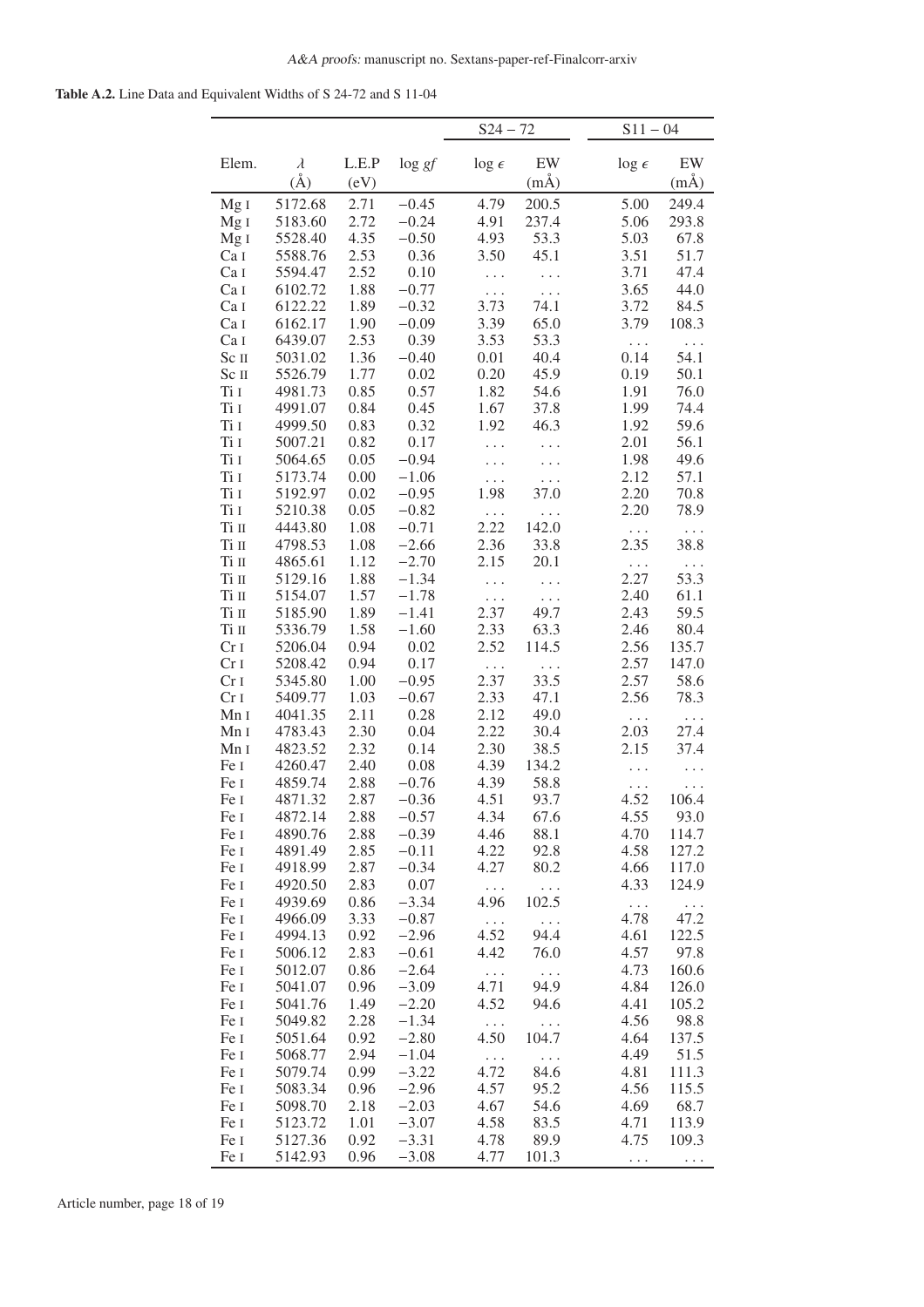**Table A.2.** Line Data and Equivalent Widths of S 24-72 and S 11-04

| | | | | S24 − 72 | | S11 − 04 | |
|---|---|---|---|---|---|---|---|
| Elem. | $\lambda$ (Å) | L.E.P (eV) | $\log gf$ | $\log \epsilon$ | EW (mÅ) | $\log \epsilon$ | EW (mÅ) |
| Mg I | 5172.68 | 2.71 | −0.45 | 4.79 | 200.5 | 5.00 | 249.4 |
| Mg I | 5183.60 | 2.72 | −0.24 | 4.91 | 237.4 | 5.06 | 293.8 |
| Mg I | 5528.40 | 4.35 | −0.50 | 4.93 | 53.3 | 5.03 | 67.8 |
| Ca I | 5588.76 | 2.53 | 0.36 | 3.50 | 45.1 | 3.51 | 51.7 |
| Ca I | 5594.47 | 2.52 | 0.10 | ... | ... | 3.71 | 47.4 |
| Ca I | 6102.72 | 1.88 | −0.77 | ... | ... | 3.65 | 44.0 |
| Ca I | 6122.22 | 1.89 | −0.32 | 3.73 | 74.1 | 3.72 | 84.5 |
| Ca I | 6162.17 | 1.90 | −0.09 | 3.39 | 65.0 | 3.79 | 108.3 |
| Ca I | 6439.07 | 2.53 | 0.39 | 3.53 | 53.3 | ... | ... |
| Sc II | 5031.02 | 1.36 | −0.40 | 0.01 | 40.4 | 0.14 | 54.1 |
| Sc II | 5526.79 | 1.77 | 0.02 | 0.20 | 45.9 | 0.19 | 50.1 |
| Ti I | 4981.73 | 0.85 | 0.57 | 1.82 | 54.6 | 1.91 | 76.0 |
| Ti I | 4991.07 | 0.84 | 0.45 | 1.67 | 37.8 | 1.99 | 74.4 |
| Ti I | 4999.50 | 0.83 | 0.32 | 1.92 | 46.3 | 1.92 | 59.6 |
| Ti I | 5007.21 | 0.82 | 0.17 | ... | ... | 2.01 | 56.1 |
| Ti I | 5064.65 | 0.05 | −0.94 | ... | ... | 1.98 | 49.6 |
| Ti I | 5173.74 | 0.00 | −1.06 | ... | ... | 2.12 | 57.1 |
| Ti I | 5192.97 | 0.02 | −0.95 | 1.98 | 37.0 | 2.20 | 70.8 |
| Ti I | 5210.38 | 0.05 | −0.82 | ... | ... | 2.20 | 78.9 |
| Ti II | 4443.80 | 1.08 | −0.71 | 2.22 | 142.0 | ... | ... |
| Ti II | 4798.53 | 1.08 | −2.66 | 2.36 | 33.8 | 2.35 | 38.8 |
| Ti II | 4865.61 | 1.12 | −2.70 | 2.15 | 20.1 | ... | ... |
| Ti II | 5129.16 | 1.88 | −1.34 | ... | ... | 2.27 | 53.3 |
| Ti II | 5154.07 | 1.57 | −1.78 | ... | ... | 2.40 | 61.1 |
| Ti II | 5185.90 | 1.89 | −1.41 | 2.37 | 49.7 | 2.43 | 59.5 |
| Ti II | 5336.79 | 1.58 | −1.60 | 2.33 | 63.3 | 2.46 | 80.4 |
| Cr I | 5206.04 | 0.94 | 0.02 | 2.52 | 114.5 | 2.56 | 135.7 |
| Cr I | 5208.42 | 0.94 | 0.17 | ... | ... | 2.57 | 147.0 |
| Cr I | 5345.80 | 1.00 | −0.95 | 2.37 | 33.5 | 2.57 | 58.6 |
| Cr I | 5409.77 | 1.03 | −0.67 | 2.33 | 47.1 | 2.56 | 78.3 |
| Mn I | 4041.35 | 2.11 | 0.28 | 2.12 | 49.0 | ... | ... |
| Mn I | 4783.43 | 2.30 | 0.04 | 2.22 | 30.4 | 2.03 | 27.4 |
| Mn I | 4823.52 | 2.32 | 0.14 | 2.30 | 38.5 | 2.15 | 37.4 |
| Fe I | 4260.47 | 2.40 | 0.08 | 4.39 | 134.2 | ... | ... |
| Fe I | 4859.74 | 2.88 | −0.76 | 4.39 | 58.8 | ... | ... |
| Fe I | 4871.32 | 2.87 | −0.36 | 4.51 | 93.7 | 4.52 | 106.4 |
| Fe I | 4872.14 | 2.88 | −0.57 | 4.34 | 67.6 | 4.55 | 93.0 |
| Fe I | 4890.76 | 2.88 | −0.39 | 4.46 | 88.1 | 4.70 | 114.7 |
| Fe I | 4891.49 | 2.85 | −0.11 | 4.22 | 92.8 | 4.58 | 127.2 |
| Fe I | 4918.99 | 2.87 | −0.34 | 4.27 | 80.2 | 4.66 | 117.0 |
| Fe I | 4920.50 | 2.83 | 0.07 | ... | ... | 4.33 | 124.9 |
| Fe I | 4939.69 | 0.86 | −3.34 | 4.96 | 102.5 | ... | ... |
| Fe I | 4966.09 | 3.33 | −0.87 | ... | ... | 4.78 | 47.2 |
| Fe I | 4994.13 | 0.92 | −2.96 | 4.52 | 94.4 | 4.61 | 122.5 |
| Fe I | 5006.12 | 2.83 | −0.61 | 4.42 | 76.0 | 4.57 | 97.8 |
| Fe I | 5012.07 | 0.86 | −2.64 | ... | ... | 4.73 | 160.6 |
| Fe I | 5041.07 | 0.96 | −3.09 | 4.71 | 94.9 | 4.84 | 126.0 |
| Fe I | 5041.76 | 1.49 | −2.20 | 4.52 | 94.6 | 4.41 | 105.2 |
| Fe I | 5049.82 | 2.28 | −1.34 | ... | ... | 4.56 | 98.8 |
| Fe I | 5051.64 | 0.92 | −2.80 | 4.50 | 104.7 | 4.64 | 137.5 |
| Fe I | 5068.77 | 2.94 | −1.04 | ... | ... | 4.49 | 51.5 |
| Fe I | 5079.74 | 0.99 | −3.22 | 4.72 | 84.6 | 4.81 | 111.3 |
| Fe I | 5083.34 | 0.96 | −2.96 | 4.57 | 95.2 | 4.56 | 115.5 |
| Fe I | 5098.70 | 2.18 | −2.03 | 4.67 | 54.6 | 4.69 | 68.7 |
| Fe I | 5123.72 | 1.01 | −3.07 | 4.58 | 83.5 | 4.71 | 113.9 |
| Fe I | 5127.36 | 0.92 | −3.31 | 4.78 | 89.9 | 4.75 | 109.3 |
| Fe I | 5142.93 | 0.96 | −3.08 | 4.77 | 101.3 | ... | ... |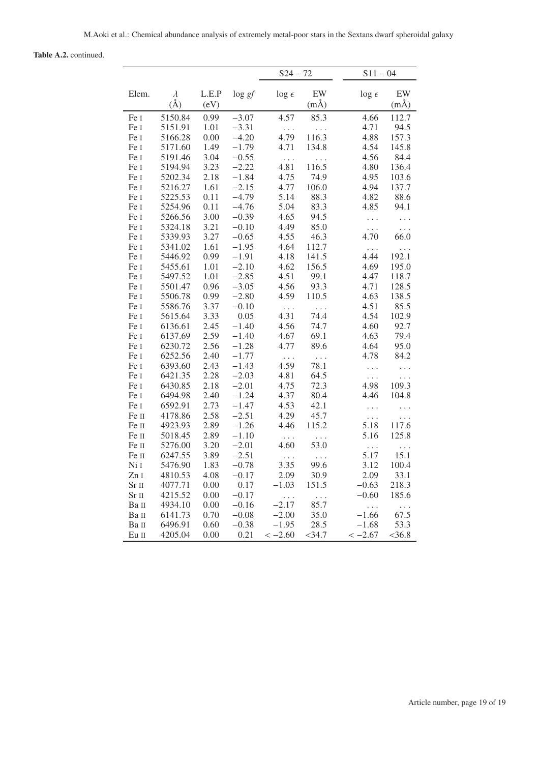**Table A.2.** continued.

| | | | | S24 − 72 | | S11 − 04 | |
|---|---|---|---|---|---|---|---|
| Elem. | $\lambda$ (Å) | L.E.P (eV) | $\log gf$ | $\log \epsilon$ | EW (mÅ) | $\log \epsilon$ | EW (mÅ) |
| Fe I | 5150.84 | 0.99 | −3.07 | 4.57 | 85.3 | 4.66 | 112.7 |
| Fe I | 5151.91 | 1.01 | −3.31 | ... | ... | 4.71 | 94.5 |
| Fe I | 5166.28 | 0.00 | −4.20 | 4.79 | 116.3 | 4.88 | 157.3 |
| Fe I | 5171.60 | 1.49 | −1.79 | 4.71 | 134.8 | 4.54 | 145.8 |
| Fe I | 5191.46 | 3.04 | −0.55 | ... | ... | 4.56 | 84.4 |
| Fe I | 5194.94 | 3.23 | −2.22 | 4.81 | 116.5 | 4.80 | 136.4 |
| Fe I | 5202.34 | 2.18 | −1.84 | 4.75 | 74.9 | 4.95 | 103.6 |
| Fe I | 5216.27 | 1.61 | −2.15 | 4.77 | 106.0 | 4.94 | 137.7 |
| Fe I | 5225.53 | 0.11 | −4.79 | 5.14 | 88.3 | 4.82 | 88.6 |
| Fe I | 5254.96 | 0.11 | −4.76 | 5.04 | 83.3 | 4.85 | 94.1 |
| Fe I | 5266.56 | 3.00 | −0.39 | 4.65 | 94.5 | ... | ... |
| Fe I | 5324.18 | 3.21 | −0.10 | 4.49 | 85.0 | ... | ... |
| Fe I | 5339.93 | 3.27 | −0.65 | 4.55 | 46.3 | 4.70 | 66.0 |
| Fe I | 5341.02 | 1.61 | −1.95 | 4.64 | 112.7 | ... | ... |
| Fe I | 5446.92 | 0.99 | −1.91 | 4.18 | 141.5 | 4.44 | 192.1 |
| Fe I | 5455.61 | 1.01 | −2.10 | 4.62 | 156.5 | 4.69 | 195.0 |
| Fe I | 5497.52 | 1.01 | −2.85 | 4.51 | 99.1 | 4.47 | 118.7 |
| Fe I | 5501.47 | 0.96 | −3.05 | 4.56 | 93.3 | 4.71 | 128.5 |
| Fe I | 5506.78 | 0.99 | −2.80 | 4.59 | 110.5 | 4.63 | 138.5 |
| Fe I | 5586.76 | 3.37 | −0.10 | ... | ... | 4.51 | 85.5 |
| Fe I | 5615.64 | 3.33 | 0.05 | 4.31 | 74.4 | 4.54 | 102.9 |
| Fe I | 6136.61 | 2.45 | −1.40 | 4.56 | 74.7 | 4.60 | 92.7 |
| Fe I | 6137.69 | 2.59 | −1.40 | 4.67 | 69.1 | 4.63 | 79.4 |
| Fe I | 6230.72 | 2.56 | −1.28 | 4.77 | 89.6 | 4.64 | 95.0 |
| Fe I | 6252.56 | 2.40 | −1.77 | ... | ... | 4.78 | 84.2 |
| Fe I | 6393.60 | 2.43 | −1.43 | 4.59 | 78.1 | ... | ... |
| Fe I | 6421.35 | 2.28 | −2.03 | 4.81 | 64.5 | ... | ... |
| Fe I | 6430.85 | 2.18 | −2.01 | 4.75 | 72.3 | 4.98 | 109.3 |
| Fe I | 6494.98 | 2.40 | −1.24 | 4.37 | 80.4 | 4.46 | 104.8 |
| Fe I | 6592.91 | 2.73 | −1.47 | 4.53 | 42.1 | ... | ... |
| Fe II | 4178.86 | 2.58 | −2.51 | 4.29 | 45.7 | ... | ... |
| Fe II | 4923.93 | 2.89 | −1.26 | 4.46 | 115.2 | 5.18 | 117.6 |
| Fe II | 5018.45 | 2.89 | −1.10 | ... | ... | 5.16 | 125.8 |
| Fe II | 5276.00 | 3.20 | −2.01 | 4.60 | 53.0 | ... | ... |
| Fe II | 6247.55 | 3.89 | −2.51 | ... | ... | 5.17 | 15.1 |
| Ni I | 5476.90 | 1.83 | −0.78 | 3.35 | 99.6 | 3.12 | 100.4 |
| Zn I | 4810.53 | 4.08 | −0.17 | 2.09 | 30.9 | 2.09 | 33.1 |
| Sr II | 4077.71 | 0.00 | 0.17 | −1.03 | 151.5 | −0.63 | 218.3 |
| Sr II | 4215.52 | 0.00 | −0.17 | ... | ... | −0.60 | 185.6 |
| Ba II | 4934.10 | 0.00 | −0.16 | −2.17 | 85.7 | ... | ... |
| Ba II | 6141.73 | 0.70 | −0.08 | −2.00 | 35.0 | −1.66 | 67.5 |
| Ba II | 6496.91 | 0.60 | −0.38 | −1.95 | 28.5 | −1.68 | 53.3 |
| Eu II | 4205.04 | 0.00 | 0.21 | < −2.60 | <34.7 | < −2.67 | <36.8 |